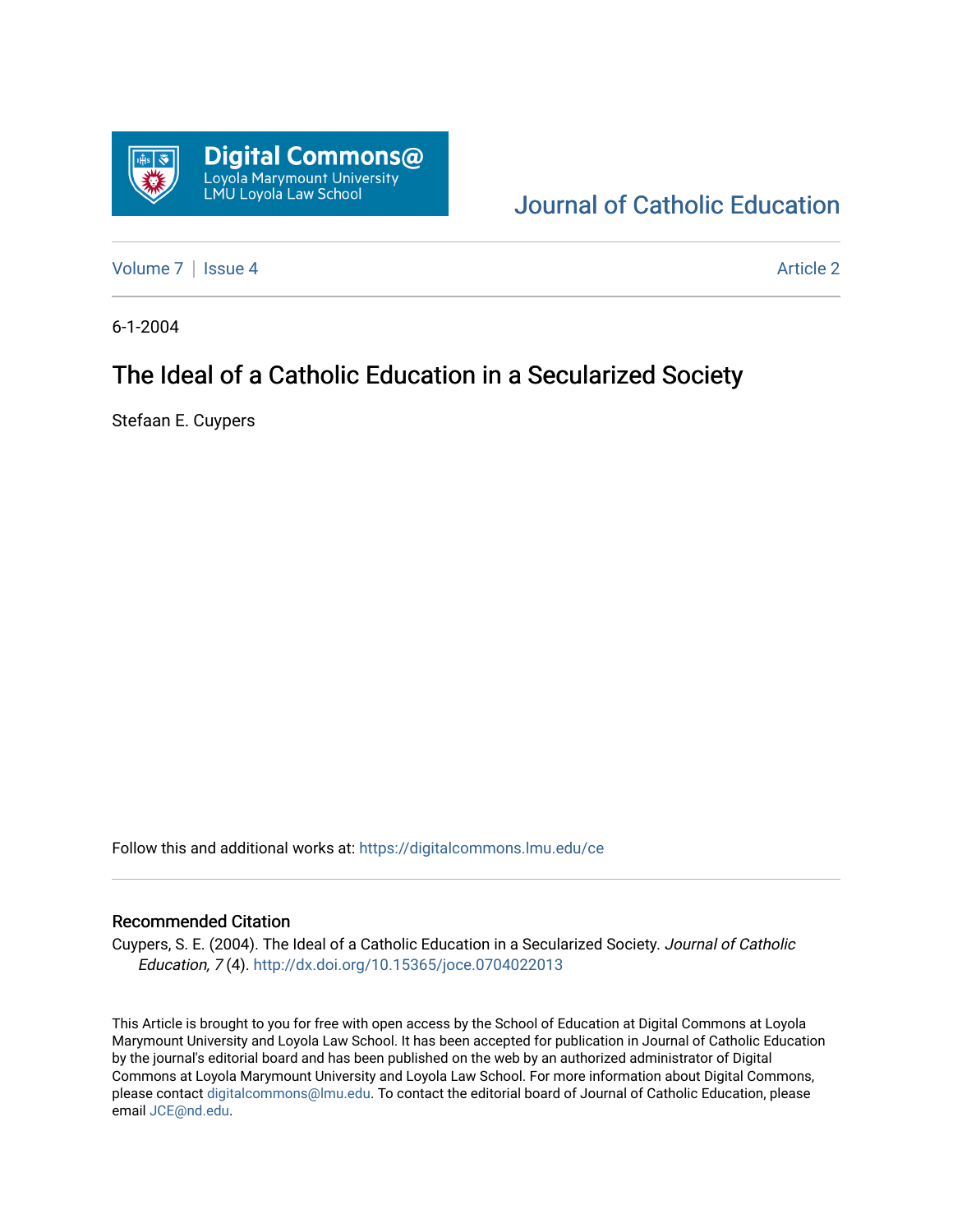Digital Commons@
Loyola Marymount University
LMU Loyola Law School

Journal of Catholic Education

Volume 7 | Issue 4 Article 2

6-1-2004

# The Ideal of a Catholic Education in a Secularized Society

Stefaan E. Cuypers

Follow this and additional works at: https://digitalcommons.lmu.edu/ce

## Recommended Citation

Cuypers, S. E. (2004). The Ideal of a Catholic Education in a Secularized Society. *Journal of Catholic Education, 7* (4). http://dx.doi.org/10.15365/joce.0704022013

This Article is brought to you for free with open access by the School of Education at Digital Commons at Loyola Marymount University and Loyola Law School. It has been accepted for publication in Journal of Catholic Education by the journal's editorial board and has been published on the web by an authorized administrator of Digital Commons at Loyola Marymount University and Loyola Law School. For more information about Digital Commons, please contact digitalcommons@lmu.edu. To contact the editorial board of Journal of Catholic Education, please email JCE@nd.edu.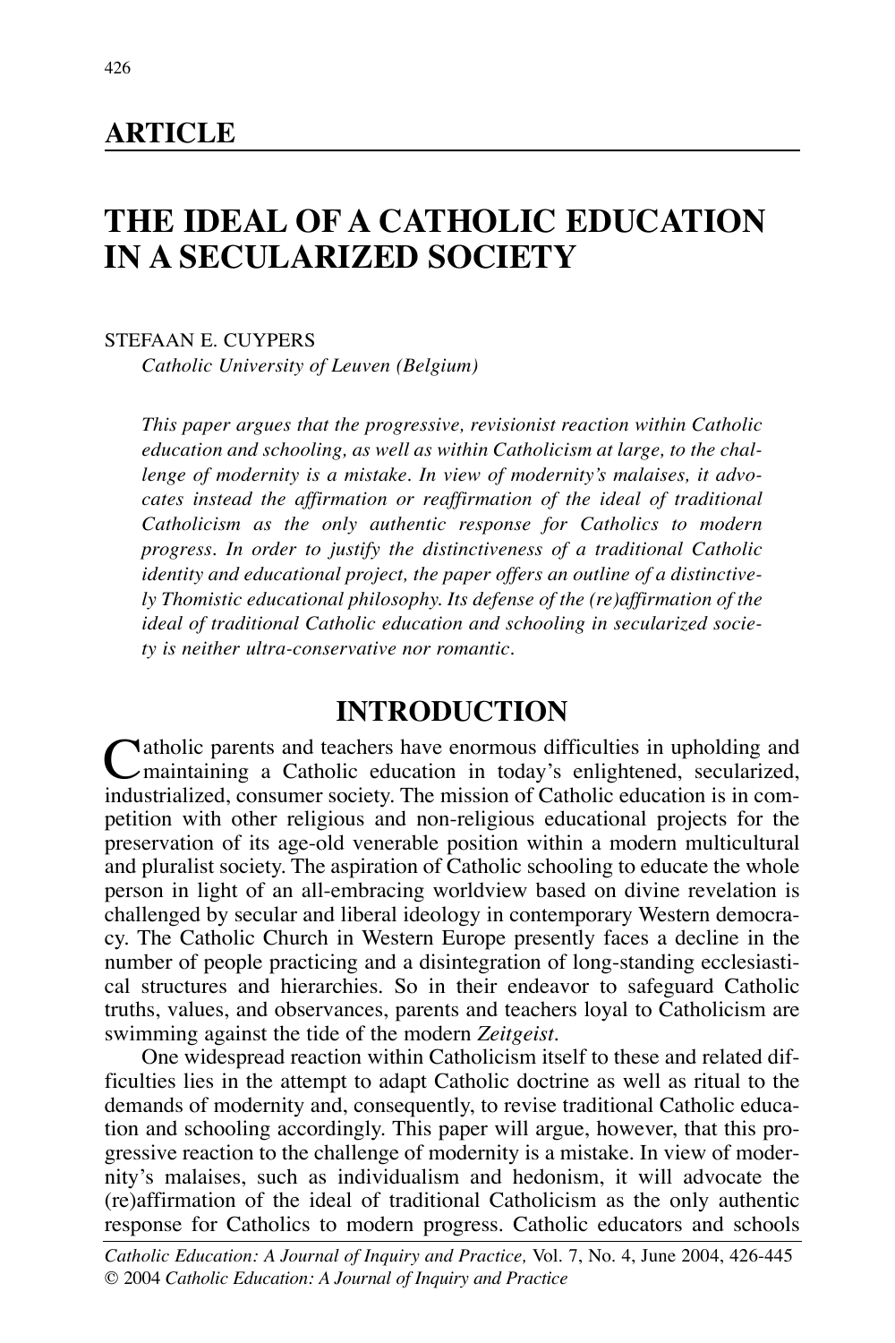## ARTICLE

# THE IDEAL OF A CATHOLIC EDUCATION IN A SECULARIZED SOCIETY

STEFAAN E. CUYPERS

*Catholic University of Leuven (Belgium)*

*This paper argues that the progressive, revisionist reaction within Catholic education and schooling, as well as within Catholicism at large, to the challenge of modernity is a mistake. In view of modernity's malaises, it advocates instead the affirmation or reaffirmation of the ideal of traditional Catholicism as the only authentic response for Catholics to modern progress. In order to justify the distinctiveness of a traditional Catholic identity and educational project, the paper offers an outline of a distinctively Thomistic educational philosophy. Its defense of the (re)affirmation of the ideal of traditional Catholic education and schooling in secularized society is neither ultra-conservative nor romantic.*

## INTRODUCTION

Catholic parents and teachers have enormous difficulties in upholding and maintaining a Catholic education in today's enlightened, secularized, industrialized, consumer society. The mission of Catholic education is in competition with other religious and non-religious educational projects for the preservation of its age-old venerable position within a modern multicultural and pluralist society. The aspiration of Catholic schooling to educate the whole person in light of an all-embracing worldview based on divine revelation is challenged by secular and liberal ideology in contemporary Western democracy. The Catholic Church in Western Europe presently faces a decline in the number of people practicing and a disintegration of long-standing ecclesiastical structures and hierarchies. So in their endeavor to safeguard Catholic truths, values, and observances, parents and teachers loyal to Catholicism are swimming against the tide of the modern *Zeitgeist*.

One widespread reaction within Catholicism itself to these and related difficulties lies in the attempt to adapt Catholic doctrine as well as ritual to the demands of modernity and, consequently, to revise traditional Catholic education and schooling accordingly. This paper will argue, however, that this progressive reaction to the challenge of modernity is a mistake. In view of modernity's malaises, such as individualism and hedonism, it will advocate the (re)affirmation of the ideal of traditional Catholicism as the only authentic response for Catholics to modern progress. Catholic educators and schools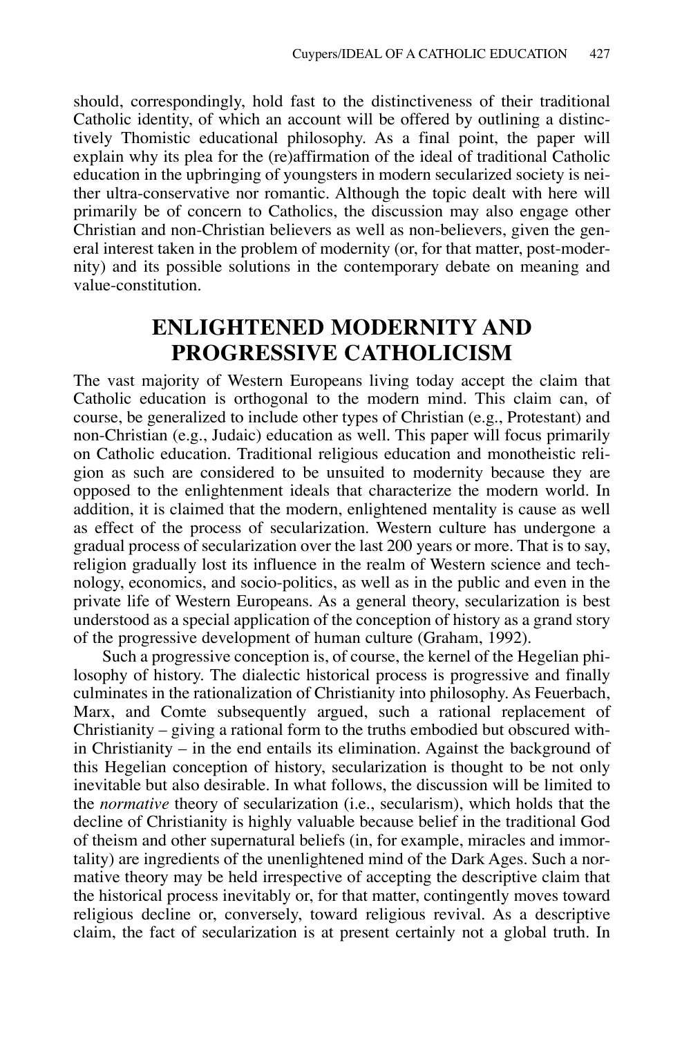should, correspondingly, hold fast to the distinctiveness of their traditional Catholic identity, of which an account will be offered by outlining a distinctively Thomistic educational philosophy. As a final point, the paper will explain why its plea for the (re)affirmation of the ideal of traditional Catholic education in the upbringing of youngsters in modern secularized society is neither ultra-conservative nor romantic. Although the topic dealt with here will primarily be of concern to Catholics, the discussion may also engage other Christian and non-Christian believers as well as non-believers, given the general interest taken in the problem of modernity (or, for that matter, post-modernity) and its possible solutions in the contemporary debate on meaning and value-constitution.

## ENLIGHTENED MODERNITY AND PROGRESSIVE CATHOLICISM

The vast majority of Western Europeans living today accept the claim that Catholic education is orthogonal to the modern mind. This claim can, of course, be generalized to include other types of Christian (e.g., Protestant) and non-Christian (e.g., Judaic) education as well. This paper will focus primarily on Catholic education. Traditional religious education and monotheistic religion as such are considered to be unsuited to modernity because they are opposed to the enlightenment ideals that characterize the modern world. In addition, it is claimed that the modern, enlightened mentality is cause as well as effect of the process of secularization. Western culture has undergone a gradual process of secularization over the last 200 years or more. That is to say, religion gradually lost its influence in the realm of Western science and technology, economics, and socio-politics, as well as in the public and even in the private life of Western Europeans. As a general theory, secularization is best understood as a special application of the conception of history as a grand story of the progressive development of human culture (Graham, 1992).

Such a progressive conception is, of course, the kernel of the Hegelian philosophy of history. The dialectic historical process is progressive and finally culminates in the rationalization of Christianity into philosophy. As Feuerbach, Marx, and Comte subsequently argued, such a rational replacement of Christianity – giving a rational form to the truths embodied but obscured within Christianity – in the end entails its elimination. Against the background of this Hegelian conception of history, secularization is thought to be not only inevitable but also desirable. In what follows, the discussion will be limited to the *normative* theory of secularization (i.e., secularism), which holds that the decline of Christianity is highly valuable because belief in the traditional God of theism and other supernatural beliefs (in, for example, miracles and immortality) are ingredients of the unenlightened mind of the Dark Ages. Such a normative theory may be held irrespective of accepting the descriptive claim that the historical process inevitably or, for that matter, contingently moves toward religious decline or, conversely, toward religious revival. As a descriptive claim, the fact of secularization is at present certainly not a global truth. In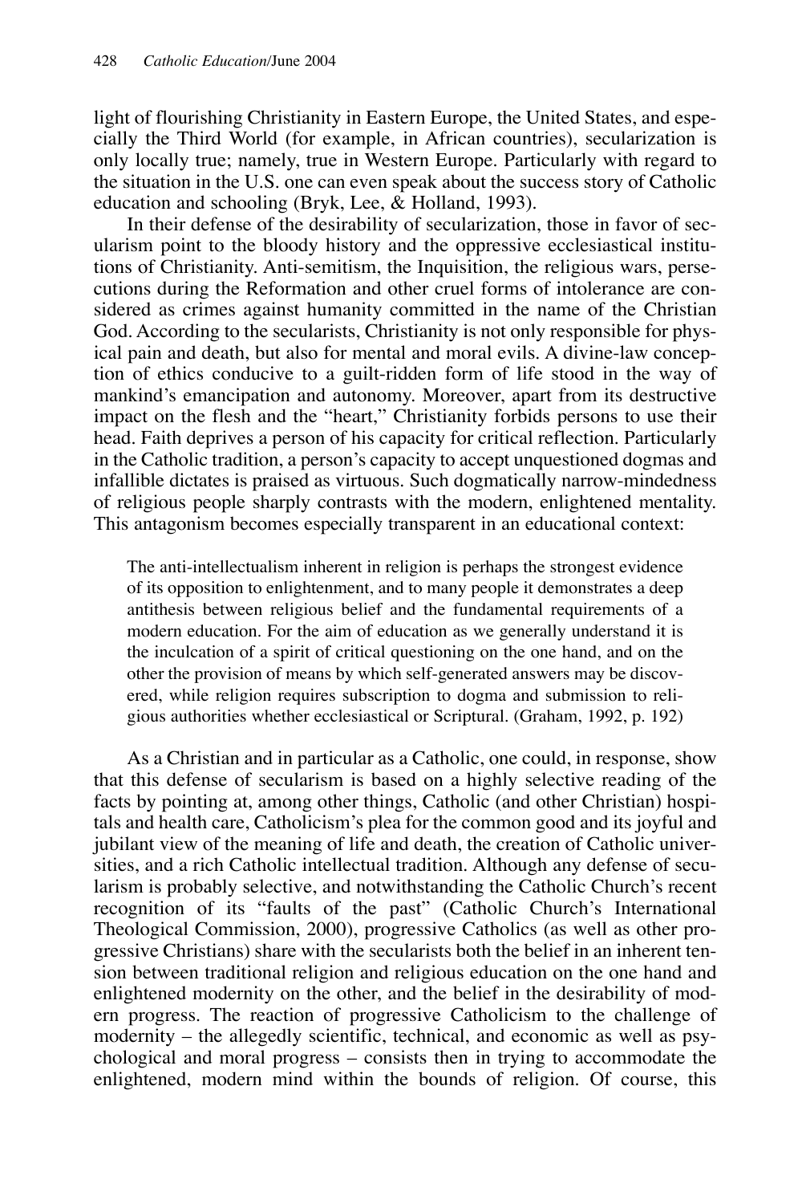light of flourishing Christianity in Eastern Europe, the United States, and especially the Third World (for example, in African countries), secularization is only locally true; namely, true in Western Europe. Particularly with regard to the situation in the U.S. one can even speak about the success story of Catholic education and schooling (Bryk, Lee, & Holland, 1993).

In their defense of the desirability of secularization, those in favor of secularism point to the bloody history and the oppressive ecclesiastical institutions of Christianity. Anti-semitism, the Inquisition, the religious wars, persecutions during the Reformation and other cruel forms of intolerance are considered as crimes against humanity committed in the name of the Christian God. According to the secularists, Christianity is not only responsible for physical pain and death, but also for mental and moral evils. A divine-law conception of ethics conducive to a guilt-ridden form of life stood in the way of mankind's emancipation and autonomy. Moreover, apart from its destructive impact on the flesh and the "heart," Christianity forbids persons to use their head. Faith deprives a person of his capacity for critical reflection. Particularly in the Catholic tradition, a person's capacity to accept unquestioned dogmas and infallible dictates is praised as virtuous. Such dogmatically narrow-mindedness of religious people sharply contrasts with the modern, enlightened mentality. This antagonism becomes especially transparent in an educational context:

> The anti-intellectualism inherent in religion is perhaps the strongest evidence of its opposition to enlightenment, and to many people it demonstrates a deep antithesis between religious belief and the fundamental requirements of a modern education. For the aim of education as we generally understand it is the inculcation of a spirit of critical questioning on the one hand, and on the other the provision of means by which self-generated answers may be discovered, while religion requires subscription to dogma and submission to religious authorities whether ecclesiastical or Scriptural. (Graham, 1992, p. 192)

As a Christian and in particular as a Catholic, one could, in response, show that this defense of secularism is based on a highly selective reading of the facts by pointing at, among other things, Catholic (and other Christian) hospitals and health care, Catholicism's plea for the common good and its joyful and jubilant view of the meaning of life and death, the creation of Catholic universities, and a rich Catholic intellectual tradition. Although any defense of secularism is probably selective, and notwithstanding the Catholic Church's recent recognition of its "faults of the past" (Catholic Church's International Theological Commission, 2000), progressive Catholics (as well as other progressive Christians) share with the secularists both the belief in an inherent tension between traditional religion and religious education on the one hand and enlightened modernity on the other, and the belief in the desirability of modern progress. The reaction of progressive Catholicism to the challenge of modernity – the allegedly scientific, technical, and economic as well as psychological and moral progress – consists then in trying to accommodate the enlightened, modern mind within the bounds of religion. Of course, this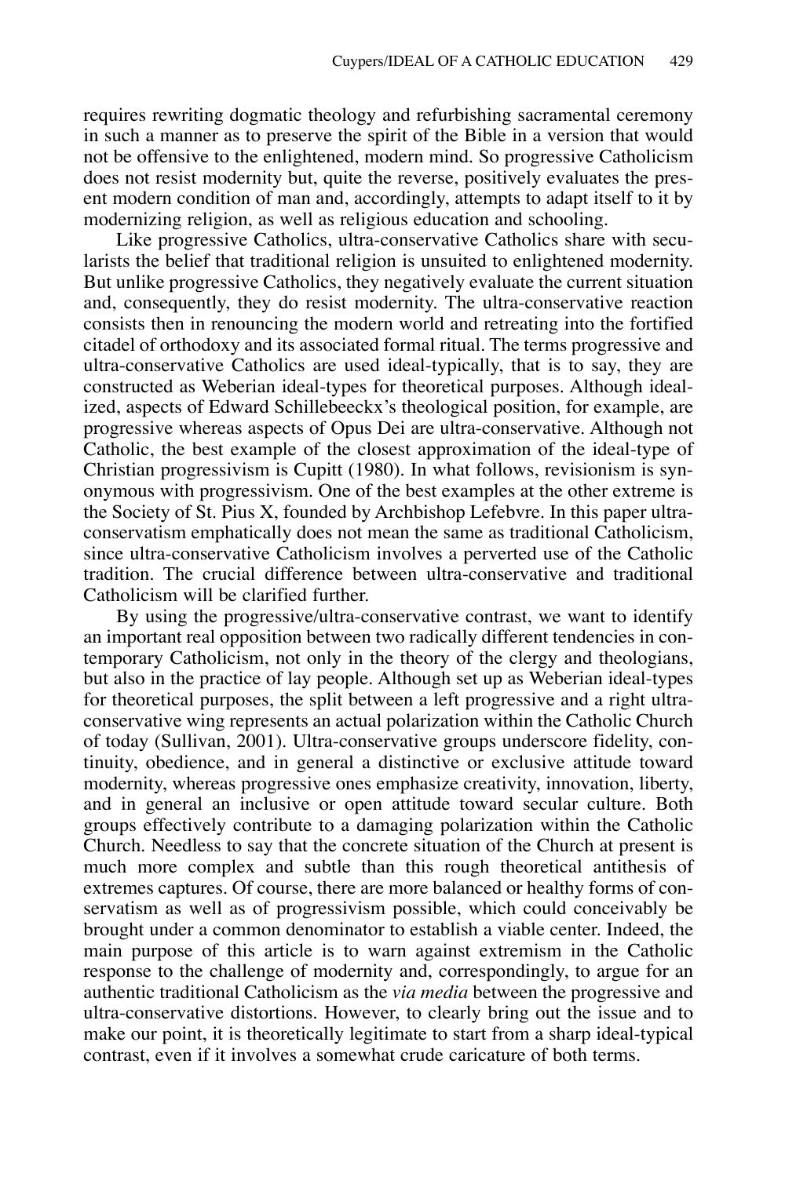requires rewriting dogmatic theology and refurbishing sacramental ceremony in such a manner as to preserve the spirit of the Bible in a version that would not be offensive to the enlightened, modern mind. So progressive Catholicism does not resist modernity but, quite the reverse, positively evaluates the present modern condition of man and, accordingly, attempts to adapt itself to it by modernizing religion, as well as religious education and schooling.

Like progressive Catholics, ultra-conservative Catholics share with secularists the belief that traditional religion is unsuited to enlightened modernity. But unlike progressive Catholics, they negatively evaluate the current situation and, consequently, they do resist modernity. The ultra-conservative reaction consists then in renouncing the modern world and retreating into the fortified citadel of orthodoxy and its associated formal ritual. The terms progressive and ultra-conservative Catholics are used ideal-typically, that is to say, they are constructed as Weberian ideal-types for theoretical purposes. Although idealized, aspects of Edward Schillebeeckx's theological position, for example, are progressive whereas aspects of Opus Dei are ultra-conservative. Although not Catholic, the best example of the closest approximation of the ideal-type of Christian progressivism is Cupitt (1980). In what follows, revisionism is synonymous with progressivism. One of the best examples at the other extreme is the Society of St. Pius X, founded by Archbishop Lefebvre. In this paper ultra-conservatism emphatically does not mean the same as traditional Catholicism, since ultra-conservative Catholicism involves a perverted use of the Catholic tradition. The crucial difference between ultra-conservative and traditional Catholicism will be clarified further.

By using the progressive/ultra-conservative contrast, we want to identify an important real opposition between two radically different tendencies in contemporary Catholicism, not only in the theory of the clergy and theologians, but also in the practice of lay people. Although set up as Weberian ideal-types for theoretical purposes, the split between a left progressive and a right ultra-conservative wing represents an actual polarization within the Catholic Church of today (Sullivan, 2001). Ultra-conservative groups underscore fidelity, continuity, obedience, and in general a distinctive or exclusive attitude toward modernity, whereas progressive ones emphasize creativity, innovation, liberty, and in general an inclusive or open attitude toward secular culture. Both groups effectively contribute to a damaging polarization within the Catholic Church. Needless to say that the concrete situation of the Church at present is much more complex and subtle than this rough theoretical antithesis of extremes captures. Of course, there are more balanced or healthy forms of conservatism as well as of progressivism possible, which could conceivably be brought under a common denominator to establish a viable center. Indeed, the main purpose of this article is to warn against extremism in the Catholic response to the challenge of modernity and, correspondingly, to argue for an authentic traditional Catholicism as the *via media* between the progressive and ultra-conservative distortions. However, to clearly bring out the issue and to make our point, it is theoretically legitimate to start from a sharp ideal-typical contrast, even if it involves a somewhat crude caricature of both terms.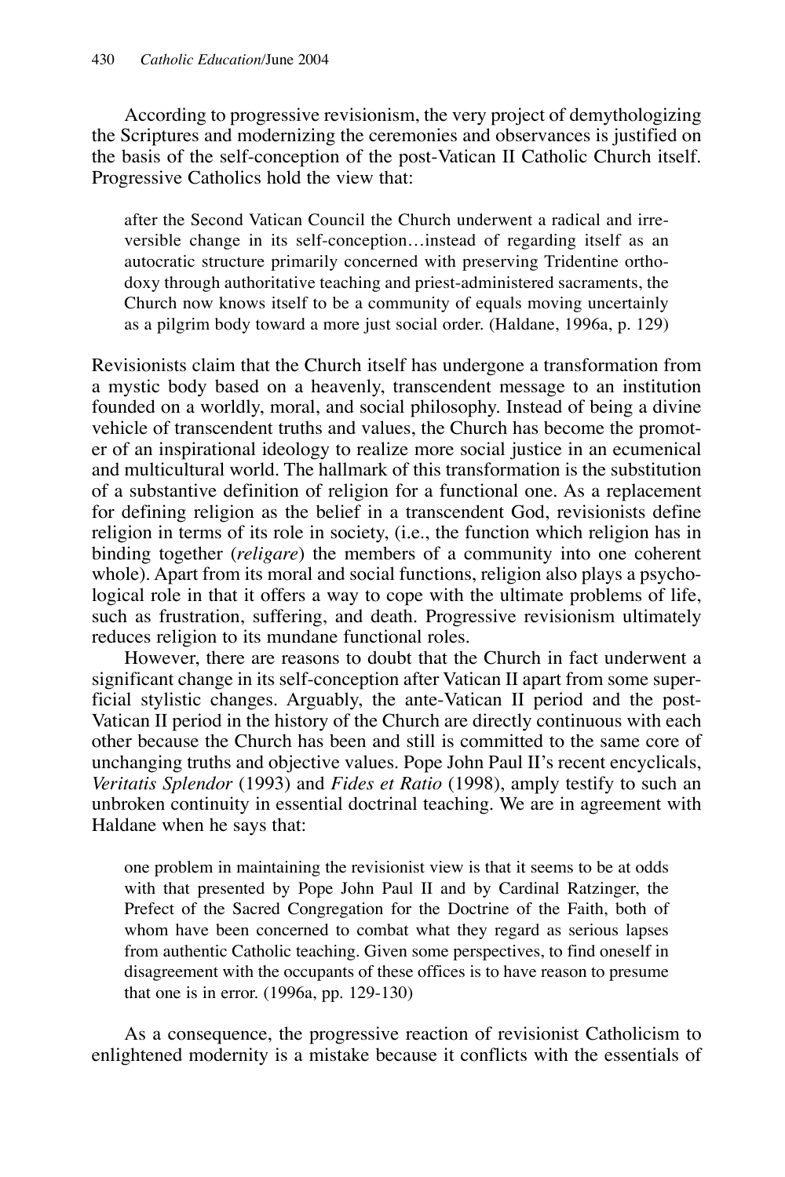According to progressive revisionism, the very project of demythologizing the Scriptures and modernizing the ceremonies and observances is justified on the basis of the self-conception of the post-Vatican II Catholic Church itself. Progressive Catholics hold the view that:

> after the Second Vatican Council the Church underwent a radical and irreversible change in its self-conception…instead of regarding itself as an autocratic structure primarily concerned with preserving Tridentine orthodoxy through authoritative teaching and priest-administered sacraments, the Church now knows itself to be a community of equals moving uncertainly as a pilgrim body toward a more just social order. (Haldane, 1996a, p. 129)

Revisionists claim that the Church itself has undergone a transformation from a mystic body based on a heavenly, transcendent message to an institution founded on a worldly, moral, and social philosophy. Instead of being a divine vehicle of transcendent truths and values, the Church has become the promoter of an inspirational ideology to realize more social justice in an ecumenical and multicultural world. The hallmark of this transformation is the substitution of a substantive definition of religion for a functional one. As a replacement for defining religion as the belief in a transcendent God, revisionists define religion in terms of its role in society, (i.e., the function which religion has in binding together (*religare*) the members of a community into one coherent whole). Apart from its moral and social functions, religion also plays a psychological role in that it offers a way to cope with the ultimate problems of life, such as frustration, suffering, and death. Progressive revisionism ultimately reduces religion to its mundane functional roles.

However, there are reasons to doubt that the Church in fact underwent a significant change in its self-conception after Vatican II apart from some superficial stylistic changes. Arguably, the ante-Vatican II period and the post-Vatican II period in the history of the Church are directly continuous with each other because the Church has been and still is committed to the same core of unchanging truths and objective values. Pope John Paul II's recent encyclicals, *Veritatis Splendor* (1993) and *Fides et Ratio* (1998), amply testify to such an unbroken continuity in essential doctrinal teaching. We are in agreement with Haldane when he says that:

> one problem in maintaining the revisionist view is that it seems to be at odds with that presented by Pope John Paul II and by Cardinal Ratzinger, the Prefect of the Sacred Congregation for the Doctrine of the Faith, both of whom have been concerned to combat what they regard as serious lapses from authentic Catholic teaching. Given some perspectives, to find oneself in disagreement with the occupants of these offices is to have reason to presume that one is in error. (1996a, pp. 129-130)

As a consequence, the progressive reaction of revisionist Catholicism to enlightened modernity is a mistake because it conflicts with the essentials of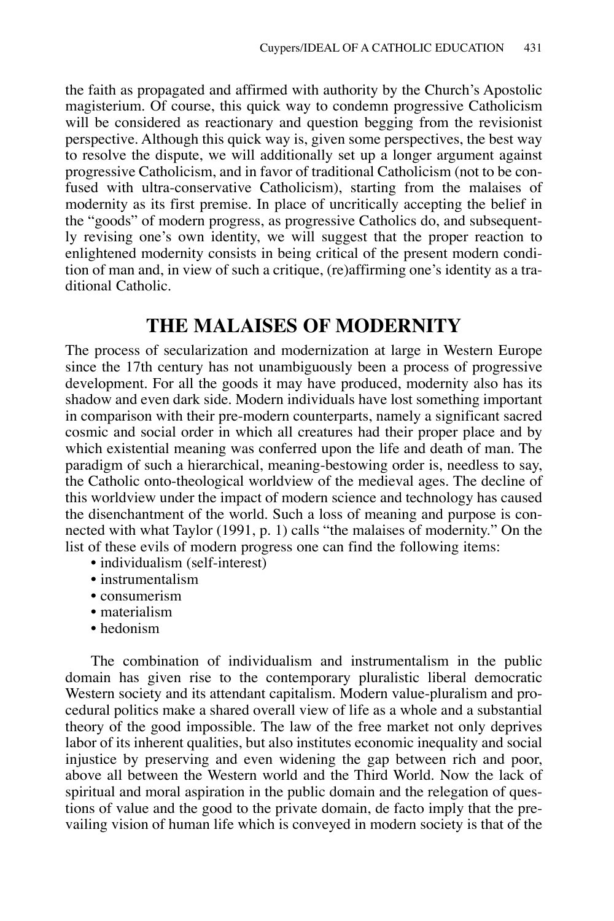the faith as propagated and affirmed with authority by the Church's Apostolic magisterium. Of course, this quick way to condemn progressive Catholicism will be considered as reactionary and question begging from the revisionist perspective. Although this quick way is, given some perspectives, the best way to resolve the dispute, we will additionally set up a longer argument against progressive Catholicism, and in favor of traditional Catholicism (not to be confused with ultra-conservative Catholicism), starting from the malaises of modernity as its first premise. In place of uncritically accepting the belief in the "goods" of modern progress, as progressive Catholics do, and subsequently revising one's own identity, we will suggest that the proper reaction to enlightened modernity consists in being critical of the present modern condition of man and, in view of such a critique, (re)affirming one's identity as a traditional Catholic.

## THE MALAISES OF MODERNITY

The process of secularization and modernization at large in Western Europe since the 17th century has not unambiguously been a process of progressive development. For all the goods it may have produced, modernity also has its shadow and even dark side. Modern individuals have lost something important in comparison with their pre-modern counterparts, namely a significant sacred cosmic and social order in which all creatures had their proper place and by which existential meaning was conferred upon the life and death of man. The paradigm of such a hierarchical, meaning-bestowing order is, needless to say, the Catholic onto-theological worldview of the medieval ages. The decline of this worldview under the impact of modern science and technology has caused the disenchantment of the world. Such a loss of meaning and purpose is connected with what Taylor (1991, p. 1) calls "the malaises of modernity." On the list of these evils of modern progress one can find the following items:

- individualism (self-interest)
- instrumentalism
- consumerism
- materialism
- hedonism

The combination of individualism and instrumentalism in the public domain has given rise to the contemporary pluralistic liberal democratic Western society and its attendant capitalism. Modern value-pluralism and procedural politics make a shared overall view of life as a whole and a substantial theory of the good impossible. The law of the free market not only deprives labor of its inherent qualities, but also institutes economic inequality and social injustice by preserving and even widening the gap between rich and poor, above all between the Western world and the Third World. Now the lack of spiritual and moral aspiration in the public domain and the relegation of questions of value and the good to the private domain, de facto imply that the prevailing vision of human life which is conveyed in modern society is that of the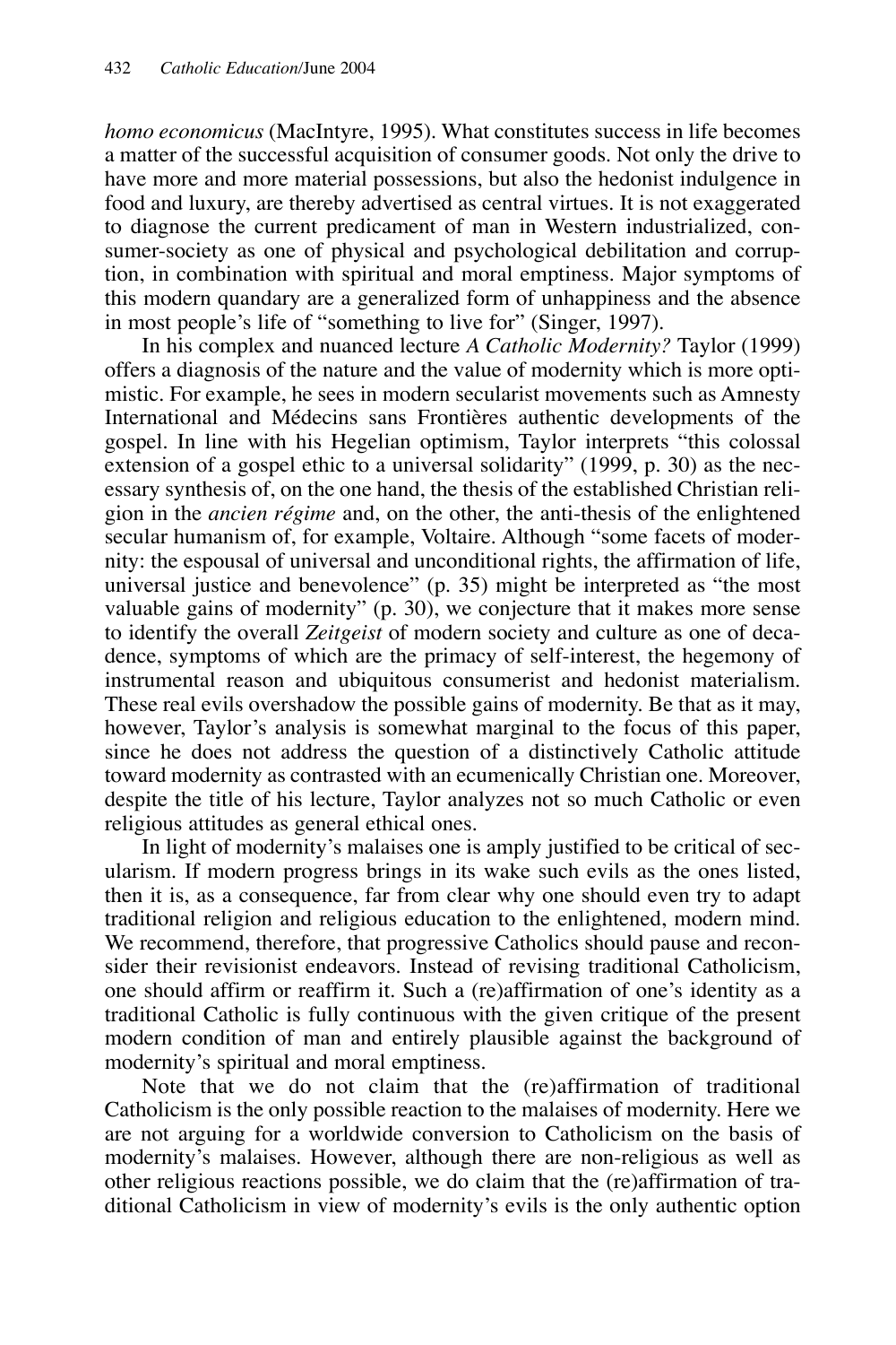*homo economicus* (MacIntyre, 1995). What constitutes success in life becomes a matter of the successful acquisition of consumer goods. Not only the drive to have more and more material possessions, but also the hedonist indulgence in food and luxury, are thereby advertised as central virtues. It is not exaggerated to diagnose the current predicament of man in Western industrialized, consumer-society as one of physical and psychological debilitation and corruption, in combination with spiritual and moral emptiness. Major symptoms of this modern quandary are a generalized form of unhappiness and the absence in most people's life of "something to live for" (Singer, 1997).

In his complex and nuanced lecture *A Catholic Modernity?* Taylor (1999) offers a diagnosis of the nature and the value of modernity which is more optimistic. For example, he sees in modern secularist movements such as Amnesty International and Médecins sans Frontières authentic developments of the gospel. In line with his Hegelian optimism, Taylor interprets "this colossal extension of a gospel ethic to a universal solidarity" (1999, p. 30) as the necessary synthesis of, on the one hand, the thesis of the established Christian religion in the *ancien régime* and, on the other, the anti-thesis of the enlightened secular humanism of, for example, Voltaire. Although "some facets of modernity: the espousal of universal and unconditional rights, the affirmation of life, universal justice and benevolence" (p. 35) might be interpreted as "the most valuable gains of modernity" (p. 30), we conjecture that it makes more sense to identify the overall *Zeitgeist* of modern society and culture as one of decadence, symptoms of which are the primacy of self-interest, the hegemony of instrumental reason and ubiquitous consumerist and hedonist materialism. These real evils overshadow the possible gains of modernity. Be that as it may, however, Taylor's analysis is somewhat marginal to the focus of this paper, since he does not address the question of a distinctively Catholic attitude toward modernity as contrasted with an ecumenically Christian one. Moreover, despite the title of his lecture, Taylor analyzes not so much Catholic or even religious attitudes as general ethical ones.

In light of modernity's malaises one is amply justified to be critical of secularism. If modern progress brings in its wake such evils as the ones listed, then it is, as a consequence, far from clear why one should even try to adapt traditional religion and religious education to the enlightened, modern mind. We recommend, therefore, that progressive Catholics should pause and reconsider their revisionist endeavors. Instead of revising traditional Catholicism, one should affirm or reaffirm it. Such a (re)affirmation of one's identity as a traditional Catholic is fully continuous with the given critique of the present modern condition of man and entirely plausible against the background of modernity's spiritual and moral emptiness.

Note that we do not claim that the (re)affirmation of traditional Catholicism is the only possible reaction to the malaises of modernity. Here we are not arguing for a worldwide conversion to Catholicism on the basis of modernity's malaises. However, although there are non-religious as well as other religious reactions possible, we do claim that the (re)affirmation of traditional Catholicism in view of modernity's evils is the only authentic option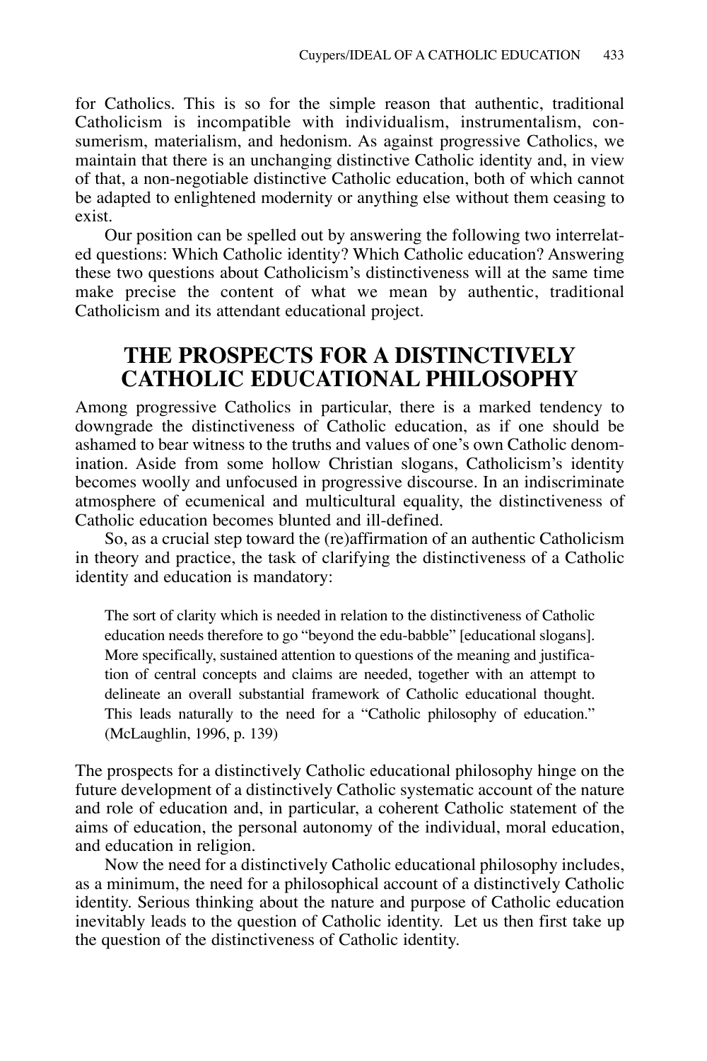for Catholics. This is so for the simple reason that authentic, traditional Catholicism is incompatible with individualism, instrumentalism, consumerism, materialism, and hedonism. As against progressive Catholics, we maintain that there is an unchanging distinctive Catholic identity and, in view of that, a non-negotiable distinctive Catholic education, both of which cannot be adapted to enlightened modernity or anything else without them ceasing to exist.

Our position can be spelled out by answering the following two interrelated questions: Which Catholic identity? Which Catholic education? Answering these two questions about Catholicism's distinctiveness will at the same time make precise the content of what we mean by authentic, traditional Catholicism and its attendant educational project.

## THE PROSPECTS FOR A DISTINCTIVELY CATHOLIC EDUCATIONAL PHILOSOPHY

Among progressive Catholics in particular, there is a marked tendency to downgrade the distinctiveness of Catholic education, as if one should be ashamed to bear witness to the truths and values of one's own Catholic denomination. Aside from some hollow Christian slogans, Catholicism's identity becomes woolly and unfocused in progressive discourse. In an indiscriminate atmosphere of ecumenical and multicultural equality, the distinctiveness of Catholic education becomes blunted and ill-defined.

So, as a crucial step toward the (re)affirmation of an authentic Catholicism in theory and practice, the task of clarifying the distinctiveness of a Catholic identity and education is mandatory:

> The sort of clarity which is needed in relation to the distinctiveness of Catholic education needs therefore to go "beyond the edu-babble" [educational slogans]. More specifically, sustained attention to questions of the meaning and justification of central concepts and claims are needed, together with an attempt to delineate an overall substantial framework of Catholic educational thought. This leads naturally to the need for a "Catholic philosophy of education." (McLaughlin, 1996, p. 139)

The prospects for a distinctively Catholic educational philosophy hinge on the future development of a distinctively Catholic systematic account of the nature and role of education and, in particular, a coherent Catholic statement of the aims of education, the personal autonomy of the individual, moral education, and education in religion.

Now the need for a distinctively Catholic educational philosophy includes, as a minimum, the need for a philosophical account of a distinctively Catholic identity. Serious thinking about the nature and purpose of Catholic education inevitably leads to the question of Catholic identity. Let us then first take up the question of the distinctiveness of Catholic identity.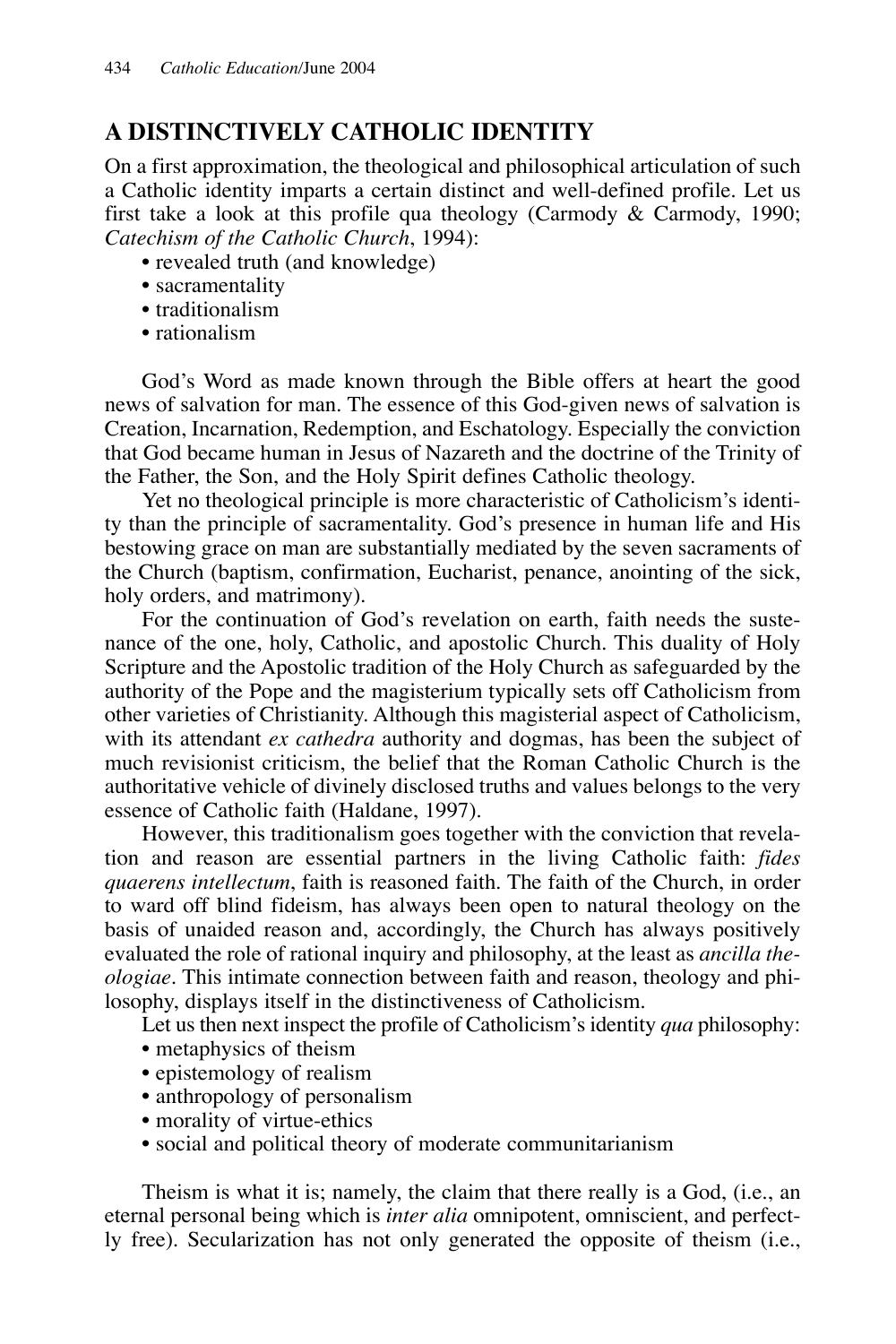## A DISTINCTIVELY CATHOLIC IDENTITY

On a first approximation, the theological and philosophical articulation of such a Catholic identity imparts a certain distinct and well-defined profile. Let us first take a look at this profile qua theology (Carmody & Carmody, 1990; *Catechism of the Catholic Church*, 1994):

- revealed truth (and knowledge)
- sacramentality
- traditionalism
- rationalism

God's Word as made known through the Bible offers at heart the good news of salvation for man. The essence of this God-given news of salvation is Creation, Incarnation, Redemption, and Eschatology. Especially the conviction that God became human in Jesus of Nazareth and the doctrine of the Trinity of the Father, the Son, and the Holy Spirit defines Catholic theology.

Yet no theological principle is more characteristic of Catholicism's identity than the principle of sacramentality. God's presence in human life and His bestowing grace on man are substantially mediated by the seven sacraments of the Church (baptism, confirmation, Eucharist, penance, anointing of the sick, holy orders, and matrimony).

For the continuation of God's revelation on earth, faith needs the sustenance of the one, holy, Catholic, and apostolic Church. This duality of Holy Scripture and the Apostolic tradition of the Holy Church as safeguarded by the authority of the Pope and the magisterium typically sets off Catholicism from other varieties of Christianity. Although this magisterial aspect of Catholicism, with its attendant *ex cathedra* authority and dogmas, has been the subject of much revisionist criticism, the belief that the Roman Catholic Church is the authoritative vehicle of divinely disclosed truths and values belongs to the very essence of Catholic faith (Haldane, 1997).

However, this traditionalism goes together with the conviction that revelation and reason are essential partners in the living Catholic faith: *fides quaerens intellectum*, faith is reasoned faith. The faith of the Church, in order to ward off blind fideism, has always been open to natural theology on the basis of unaided reason and, accordingly, the Church has always positively evaluated the role of rational inquiry and philosophy, at the least as *ancilla theologiae*. This intimate connection between faith and reason, theology and philosophy, displays itself in the distinctiveness of Catholicism.

Let us then next inspect the profile of Catholicism's identity *qua* philosophy:

- metaphysics of theism
- epistemology of realism
- anthropology of personalism
- morality of virtue-ethics
- social and political theory of moderate communitarianism

Theism is what it is; namely, the claim that there really is a God, (i.e., an eternal personal being which is *inter alia* omnipotent, omniscient, and perfectly free). Secularization has not only generated the opposite of theism (i.e.,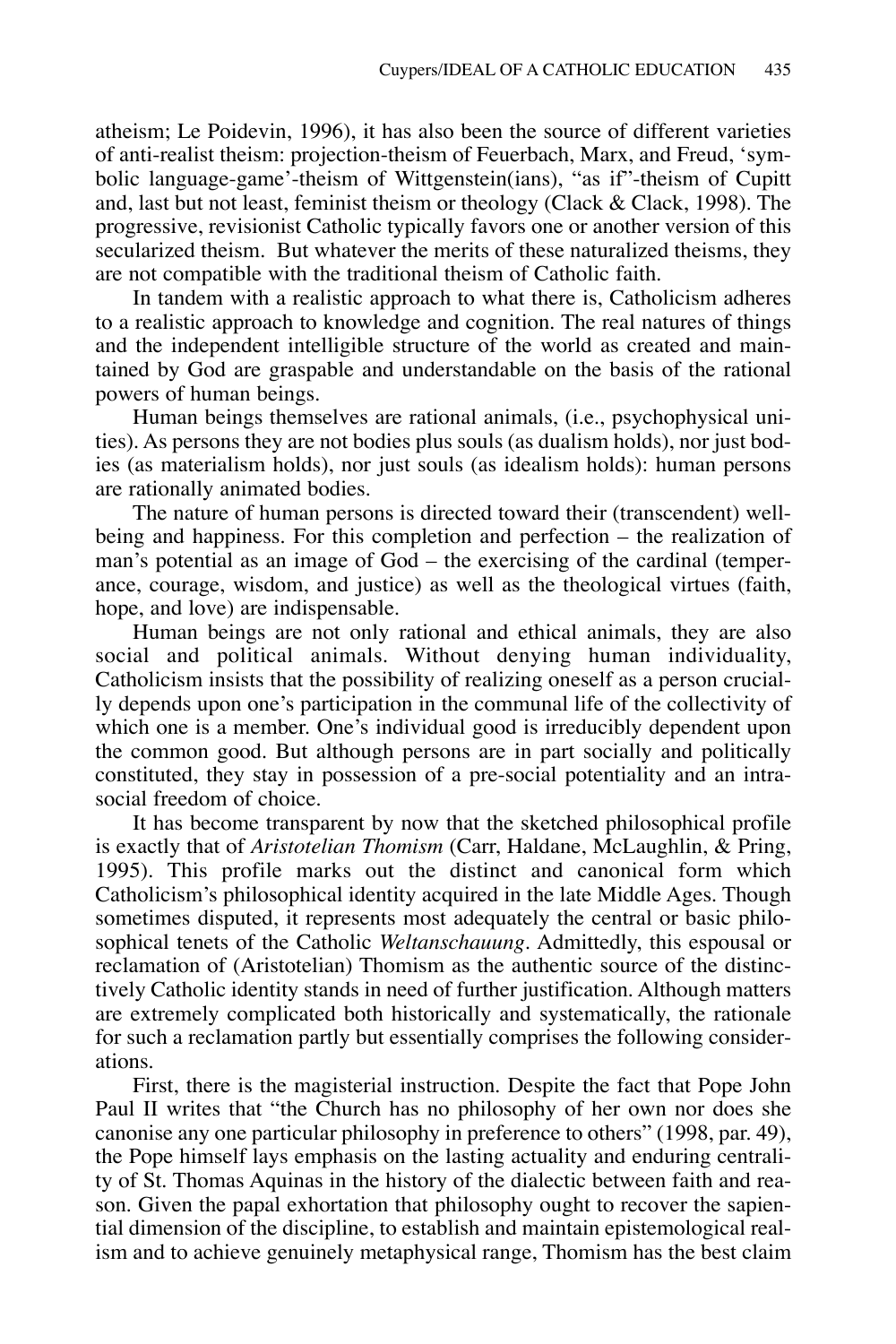atheism; Le Poidevin, 1996), it has also been the source of different varieties of anti-realist theism: projection-theism of Feuerbach, Marx, and Freud, 'symbolic language-game'-theism of Wittgenstein(ians), "as if"-theism of Cupitt and, last but not least, feminist theism or theology (Clack & Clack, 1998). The progressive, revisionist Catholic typically favors one or another version of this secularized theism. But whatever the merits of these naturalized theisms, they are not compatible with the traditional theism of Catholic faith.

In tandem with a realistic approach to what there is, Catholicism adheres to a realistic approach to knowledge and cognition. The real natures of things and the independent intelligible structure of the world as created and maintained by God are graspable and understandable on the basis of the rational powers of human beings.

Human beings themselves are rational animals, (i.e., psychophysical unities). As persons they are not bodies plus souls (as dualism holds), nor just bodies (as materialism holds), nor just souls (as idealism holds): human persons are rationally animated bodies.

The nature of human persons is directed toward their (transcendent) well-being and happiness. For this completion and perfection – the realization of man's potential as an image of God – the exercising of the cardinal (temperance, courage, wisdom, and justice) as well as the theological virtues (faith, hope, and love) are indispensable.

Human beings are not only rational and ethical animals, they are also social and political animals. Without denying human individuality, Catholicism insists that the possibility of realizing oneself as a person crucially depends upon one's participation in the communal life of the collectivity of which one is a member. One's individual good is irreducibly dependent upon the common good. But although persons are in part socially and politically constituted, they stay in possession of a pre-social potentiality and an intra-social freedom of choice.

It has become transparent by now that the sketched philosophical profile is exactly that of *Aristotelian Thomism* (Carr, Haldane, McLaughlin, & Pring, 1995). This profile marks out the distinct and canonical form which Catholicism's philosophical identity acquired in the late Middle Ages. Though sometimes disputed, it represents most adequately the central or basic philosophical tenets of the Catholic *Weltanschauung*. Admittedly, this espousal or reclamation of (Aristotelian) Thomism as the authentic source of the distinctively Catholic identity stands in need of further justification. Although matters are extremely complicated both historically and systematically, the rationale for such a reclamation partly but essentially comprises the following considerations.

First, there is the magisterial instruction. Despite the fact that Pope John Paul II writes that "the Church has no philosophy of her own nor does she canonise any one particular philosophy in preference to others" (1998, par. 49), the Pope himself lays emphasis on the lasting actuality and enduring centrality of St. Thomas Aquinas in the history of the dialectic between faith and reason. Given the papal exhortation that philosophy ought to recover the sapiential dimension of the discipline, to establish and maintain epistemological realism and to achieve genuinely metaphysical range, Thomism has the best claim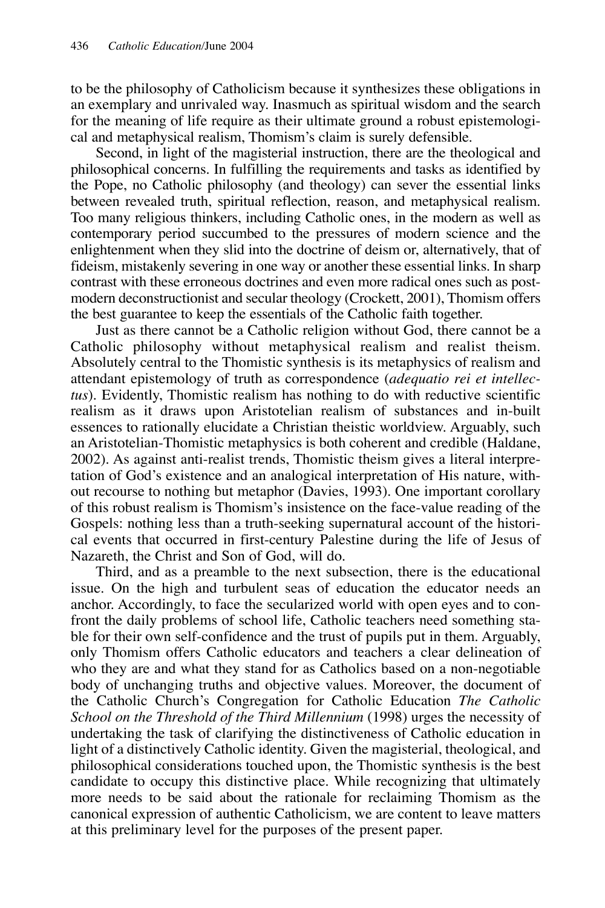to be the philosophy of Catholicism because it synthesizes these obligations in an exemplary and unrivaled way. Inasmuch as spiritual wisdom and the search for the meaning of life require as their ultimate ground a robust epistemological and metaphysical realism, Thomism's claim is surely defensible.

Second, in light of the magisterial instruction, there are the theological and philosophical concerns. In fulfilling the requirements and tasks as identified by the Pope, no Catholic philosophy (and theology) can sever the essential links between revealed truth, spiritual reflection, reason, and metaphysical realism. Too many religious thinkers, including Catholic ones, in the modern as well as contemporary period succumbed to the pressures of modern science and the enlightenment when they slid into the doctrine of deism or, alternatively, that of fideism, mistakenly severing in one way or another these essential links. In sharp contrast with these erroneous doctrines and even more radical ones such as postmodern deconstructionist and secular theology (Crockett, 2001), Thomism offers the best guarantee to keep the essentials of the Catholic faith together.

Just as there cannot be a Catholic religion without God, there cannot be a Catholic philosophy without metaphysical realism and realist theism. Absolutely central to the Thomistic synthesis is its metaphysics of realism and attendant epistemology of truth as correspondence (*adequatio rei et intellectus*). Evidently, Thomistic realism has nothing to do with reductive scientific realism as it draws upon Aristotelian realism of substances and in-built essences to rationally elucidate a Christian theistic worldview. Arguably, such an Aristotelian-Thomistic metaphysics is both coherent and credible (Haldane, 2002). As against anti-realist trends, Thomistic theism gives a literal interpretation of God's existence and an analogical interpretation of His nature, without recourse to nothing but metaphor (Davies, 1993). One important corollary of this robust realism is Thomism's insistence on the face-value reading of the Gospels: nothing less than a truth-seeking supernatural account of the historical events that occurred in first-century Palestine during the life of Jesus of Nazareth, the Christ and Son of God, will do.

Third, and as a preamble to the next subsection, there is the educational issue. On the high and turbulent seas of education the educator needs an anchor. Accordingly, to face the secularized world with open eyes and to confront the daily problems of school life, Catholic teachers need something stable for their own self-confidence and the trust of pupils put in them. Arguably, only Thomism offers Catholic educators and teachers a clear delineation of who they are and what they stand for as Catholics based on a non-negotiable body of unchanging truths and objective values. Moreover, the document of the Catholic Church's Congregation for Catholic Education *The Catholic School on the Threshold of the Third Millennium* (1998) urges the necessity of undertaking the task of clarifying the distinctiveness of Catholic education in light of a distinctively Catholic identity. Given the magisterial, theological, and philosophical considerations touched upon, the Thomistic synthesis is the best candidate to occupy this distinctive place. While recognizing that ultimately more needs to be said about the rationale for reclaiming Thomism as the canonical expression of authentic Catholicism, we are content to leave matters at this preliminary level for the purposes of the present paper.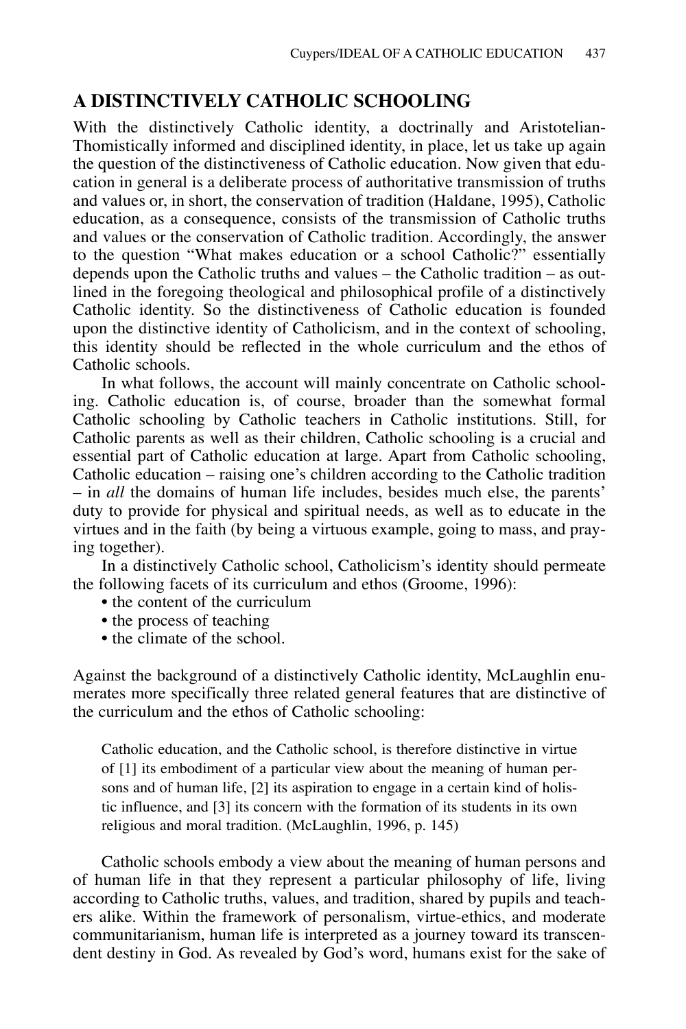## A DISTINCTIVELY CATHOLIC SCHOOLING

With the distinctively Catholic identity, a doctrinally and Aristotelian-Thomistically informed and disciplined identity, in place, let us take up again the question of the distinctiveness of Catholic education. Now given that education in general is a deliberate process of authoritative transmission of truths and values or, in short, the conservation of tradition (Haldane, 1995), Catholic education, as a consequence, consists of the transmission of Catholic truths and values or the conservation of Catholic tradition. Accordingly, the answer to the question "What makes education or a school Catholic?" essentially depends upon the Catholic truths and values – the Catholic tradition – as outlined in the foregoing theological and philosophical profile of a distinctively Catholic identity. So the distinctiveness of Catholic education is founded upon the distinctive identity of Catholicism, and in the context of schooling, this identity should be reflected in the whole curriculum and the ethos of Catholic schools.

In what follows, the account will mainly concentrate on Catholic schooling. Catholic education is, of course, broader than the somewhat formal Catholic schooling by Catholic teachers in Catholic institutions. Still, for Catholic parents as well as their children, Catholic schooling is a crucial and essential part of Catholic education at large. Apart from Catholic schooling, Catholic education – raising one's children according to the Catholic tradition – in *all* the domains of human life includes, besides much else, the parents' duty to provide for physical and spiritual needs, as well as to educate in the virtues and in the faith (by being a virtuous example, going to mass, and praying together).

In a distinctively Catholic school, Catholicism's identity should permeate the following facets of its curriculum and ethos (Groome, 1996):

- the content of the curriculum
- the process of teaching
- the climate of the school.

Against the background of a distinctively Catholic identity, McLaughlin enumerates more specifically three related general features that are distinctive of the curriculum and the ethos of Catholic schooling:

> Catholic education, and the Catholic school, is therefore distinctive in virtue of [1] its embodiment of a particular view about the meaning of human persons and of human life, [2] its aspiration to engage in a certain kind of holistic influence, and [3] its concern with the formation of its students in its own religious and moral tradition. (McLaughlin, 1996, p. 145)

Catholic schools embody a view about the meaning of human persons and of human life in that they represent a particular philosophy of life, living according to Catholic truths, values, and tradition, shared by pupils and teachers alike. Within the framework of personalism, virtue-ethics, and moderate communitarianism, human life is interpreted as a journey toward its transcendent destiny in God. As revealed by God's word, humans exist for the sake of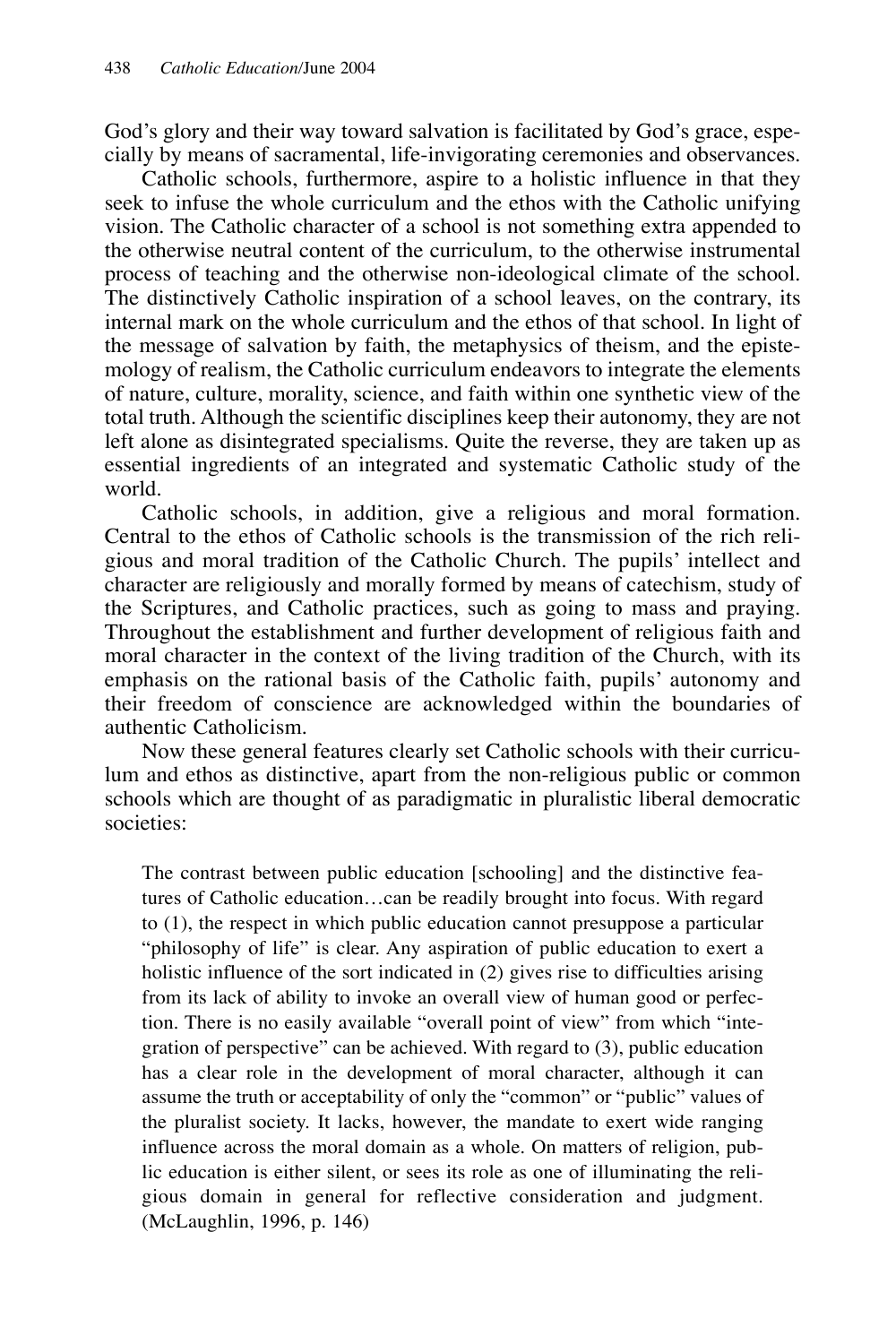God's glory and their way toward salvation is facilitated by God's grace, especially by means of sacramental, life-invigorating ceremonies and observances.

Catholic schools, furthermore, aspire to a holistic influence in that they seek to infuse the whole curriculum and the ethos with the Catholic unifying vision. The Catholic character of a school is not something extra appended to the otherwise neutral content of the curriculum, to the otherwise instrumental process of teaching and the otherwise non-ideological climate of the school. The distinctively Catholic inspiration of a school leaves, on the contrary, its internal mark on the whole curriculum and the ethos of that school. In light of the message of salvation by faith, the metaphysics of theism, and the epistemology of realism, the Catholic curriculum endeavors to integrate the elements of nature, culture, morality, science, and faith within one synthetic view of the total truth. Although the scientific disciplines keep their autonomy, they are not left alone as disintegrated specialisms. Quite the reverse, they are taken up as essential ingredients of an integrated and systematic Catholic study of the world.

Catholic schools, in addition, give a religious and moral formation. Central to the ethos of Catholic schools is the transmission of the rich religious and moral tradition of the Catholic Church. The pupils' intellect and character are religiously and morally formed by means of catechism, study of the Scriptures, and Catholic practices, such as going to mass and praying. Throughout the establishment and further development of religious faith and moral character in the context of the living tradition of the Church, with its emphasis on the rational basis of the Catholic faith, pupils' autonomy and their freedom of conscience are acknowledged within the boundaries of authentic Catholicism.

Now these general features clearly set Catholic schools with their curriculum and ethos as distinctive, apart from the non-religious public or common schools which are thought of as paradigmatic in pluralistic liberal democratic societies:

> The contrast between public education [schooling] and the distinctive features of Catholic education…can be readily brought into focus. With regard to (1), the respect in which public education cannot presuppose a particular "philosophy of life" is clear. Any aspiration of public education to exert a holistic influence of the sort indicated in (2) gives rise to difficulties arising from its lack of ability to invoke an overall view of human good or perfection. There is no easily available "overall point of view" from which "integration of perspective" can be achieved. With regard to (3), public education has a clear role in the development of moral character, although it can assume the truth or acceptability of only the "common" or "public" values of the pluralist society. It lacks, however, the mandate to exert wide ranging influence across the moral domain as a whole. On matters of religion, public education is either silent, or sees its role as one of illuminating the religious domain in general for reflective consideration and judgment. (McLaughlin, 1996, p. 146)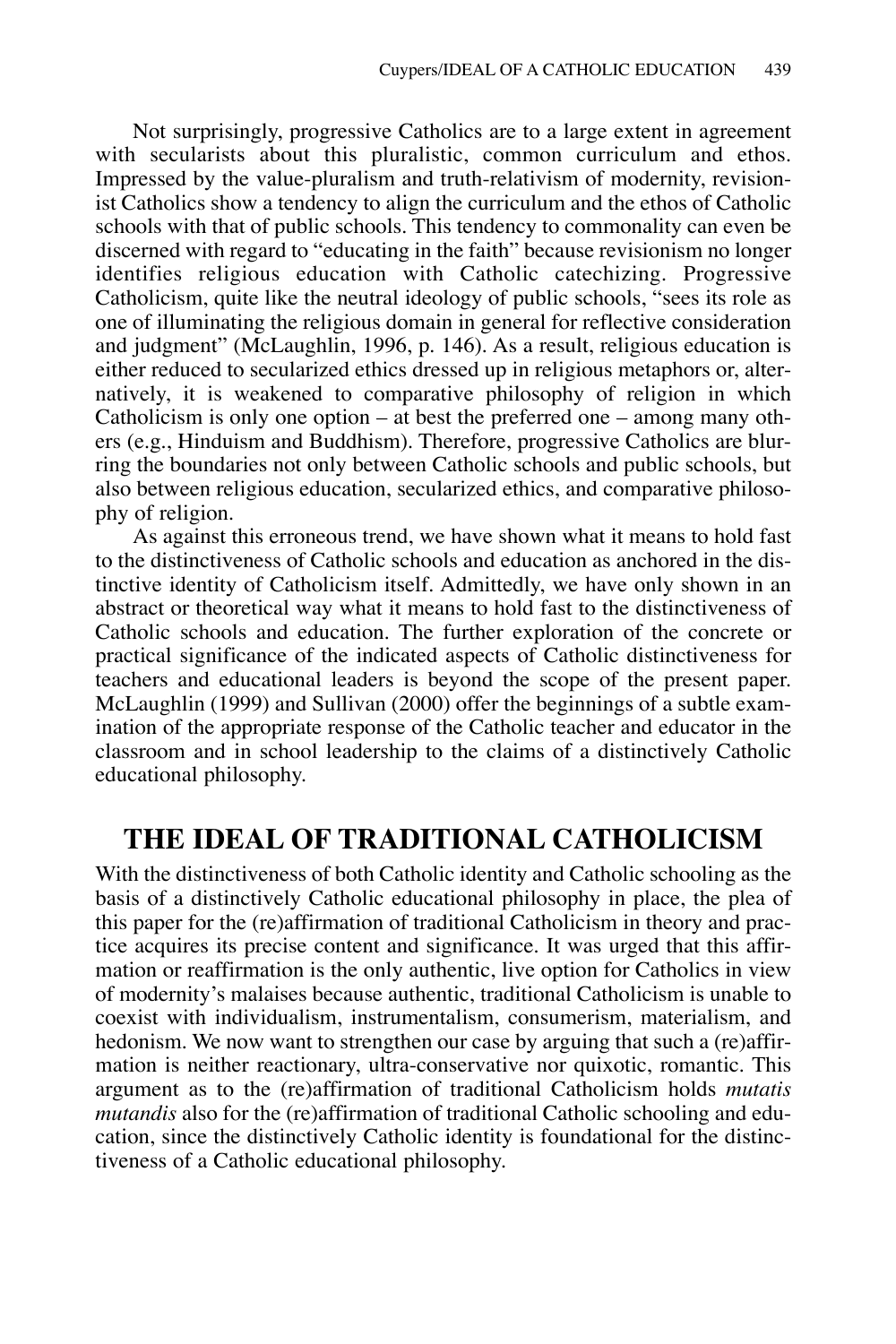Not surprisingly, progressive Catholics are to a large extent in agreement with secularists about this pluralistic, common curriculum and ethos. Impressed by the value-pluralism and truth-relativism of modernity, revisionist Catholics show a tendency to align the curriculum and the ethos of Catholic schools with that of public schools. This tendency to commonality can even be discerned with regard to "educating in the faith" because revisionism no longer identifies religious education with Catholic catechizing. Progressive Catholicism, quite like the neutral ideology of public schools, "sees its role as one of illuminating the religious domain in general for reflective consideration and judgment" (McLaughlin, 1996, p. 146). As a result, religious education is either reduced to secularized ethics dressed up in religious metaphors or, alternatively, it is weakened to comparative philosophy of religion in which Catholicism is only one option – at best the preferred one – among many others (e.g., Hinduism and Buddhism). Therefore, progressive Catholics are blurring the boundaries not only between Catholic schools and public schools, but also between religious education, secularized ethics, and comparative philosophy of religion.

As against this erroneous trend, we have shown what it means to hold fast to the distinctiveness of Catholic schools and education as anchored in the distinctive identity of Catholicism itself. Admittedly, we have only shown in an abstract or theoretical way what it means to hold fast to the distinctiveness of Catholic schools and education. The further exploration of the concrete or practical significance of the indicated aspects of Catholic distinctiveness for teachers and educational leaders is beyond the scope of the present paper. McLaughlin (1999) and Sullivan (2000) offer the beginnings of a subtle examination of the appropriate response of the Catholic teacher and educator in the classroom and in school leadership to the claims of a distinctively Catholic educational philosophy.

## THE IDEAL OF TRADITIONAL CATHOLICISM

With the distinctiveness of both Catholic identity and Catholic schooling as the basis of a distinctively Catholic educational philosophy in place, the plea of this paper for the (re)affirmation of traditional Catholicism in theory and practice acquires its precise content and significance. It was urged that this affirmation or reaffirmation is the only authentic, live option for Catholics in view of modernity's malaises because authentic, traditional Catholicism is unable to coexist with individualism, instrumentalism, consumerism, materialism, and hedonism. We now want to strengthen our case by arguing that such a (re)affirmation is neither reactionary, ultra-conservative nor quixotic, romantic. This argument as to the (re)affirmation of traditional Catholicism holds *mutatis mutandis* also for the (re)affirmation of traditional Catholic schooling and education, since the distinctively Catholic identity is foundational for the distinctiveness of a Catholic educational philosophy.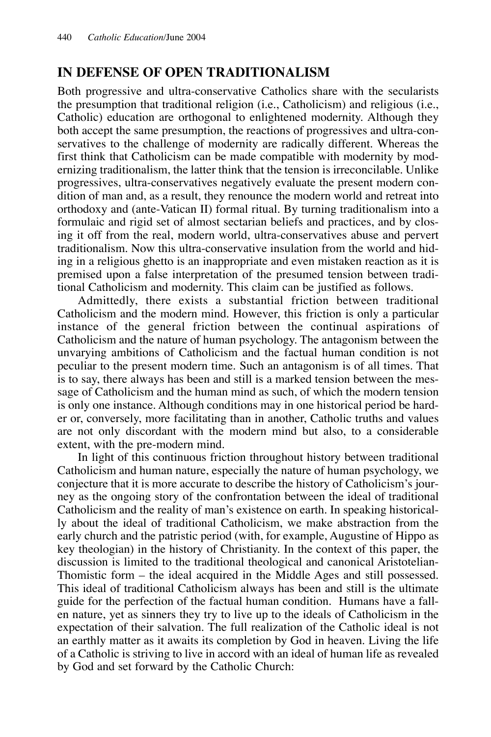## IN DEFENSE OF OPEN TRADITIONALISM

Both progressive and ultra-conservative Catholics share with the secularists the presumption that traditional religion (i.e., Catholicism) and religious (i.e., Catholic) education are orthogonal to enlightened modernity. Although they both accept the same presumption, the reactions of progressives and ultra-conservatives to the challenge of modernity are radically different. Whereas the first think that Catholicism can be made compatible with modernity by modernizing traditionalism, the latter think that the tension is irreconcilable. Unlike progressives, ultra-conservatives negatively evaluate the present modern condition of man and, as a result, they renounce the modern world and retreat into orthodoxy and (ante-Vatican II) formal ritual. By turning traditionalism into a formulaic and rigid set of almost sectarian beliefs and practices, and by closing it off from the real, modern world, ultra-conservatives abuse and pervert traditionalism. Now this ultra-conservative insulation from the world and hiding in a religious ghetto is an inappropriate and even mistaken reaction as it is premised upon a false interpretation of the presumed tension between traditional Catholicism and modernity. This claim can be justified as follows.

Admittedly, there exists a substantial friction between traditional Catholicism and the modern mind. However, this friction is only a particular instance of the general friction between the continual aspirations of Catholicism and the nature of human psychology. The antagonism between the unvarying ambitions of Catholicism and the factual human condition is not peculiar to the present modern time. Such an antagonism is of all times. That is to say, there always has been and still is a marked tension between the message of Catholicism and the human mind as such, of which the modern tension is only one instance. Although conditions may in one historical period be harder or, conversely, more facilitating than in another, Catholic truths and values are not only discordant with the modern mind but also, to a considerable extent, with the pre-modern mind.

In light of this continuous friction throughout history between traditional Catholicism and human nature, especially the nature of human psychology, we conjecture that it is more accurate to describe the history of Catholicism's journey as the ongoing story of the confrontation between the ideal of traditional Catholicism and the reality of man's existence on earth. In speaking historically about the ideal of traditional Catholicism, we make abstraction from the early church and the patristic period (with, for example, Augustine of Hippo as key theologian) in the history of Christianity. In the context of this paper, the discussion is limited to the traditional theological and canonical Aristotelian-Thomistic form – the ideal acquired in the Middle Ages and still possessed. This ideal of traditional Catholicism always has been and still is the ultimate guide for the perfection of the factual human condition. Humans have a fallen nature, yet as sinners they try to live up to the ideals of Catholicism in the expectation of their salvation. The full realization of the Catholic ideal is not an earthly matter as it awaits its completion by God in heaven. Living the life of a Catholic is striving to live in accord with an ideal of human life as revealed by God and set forward by the Catholic Church: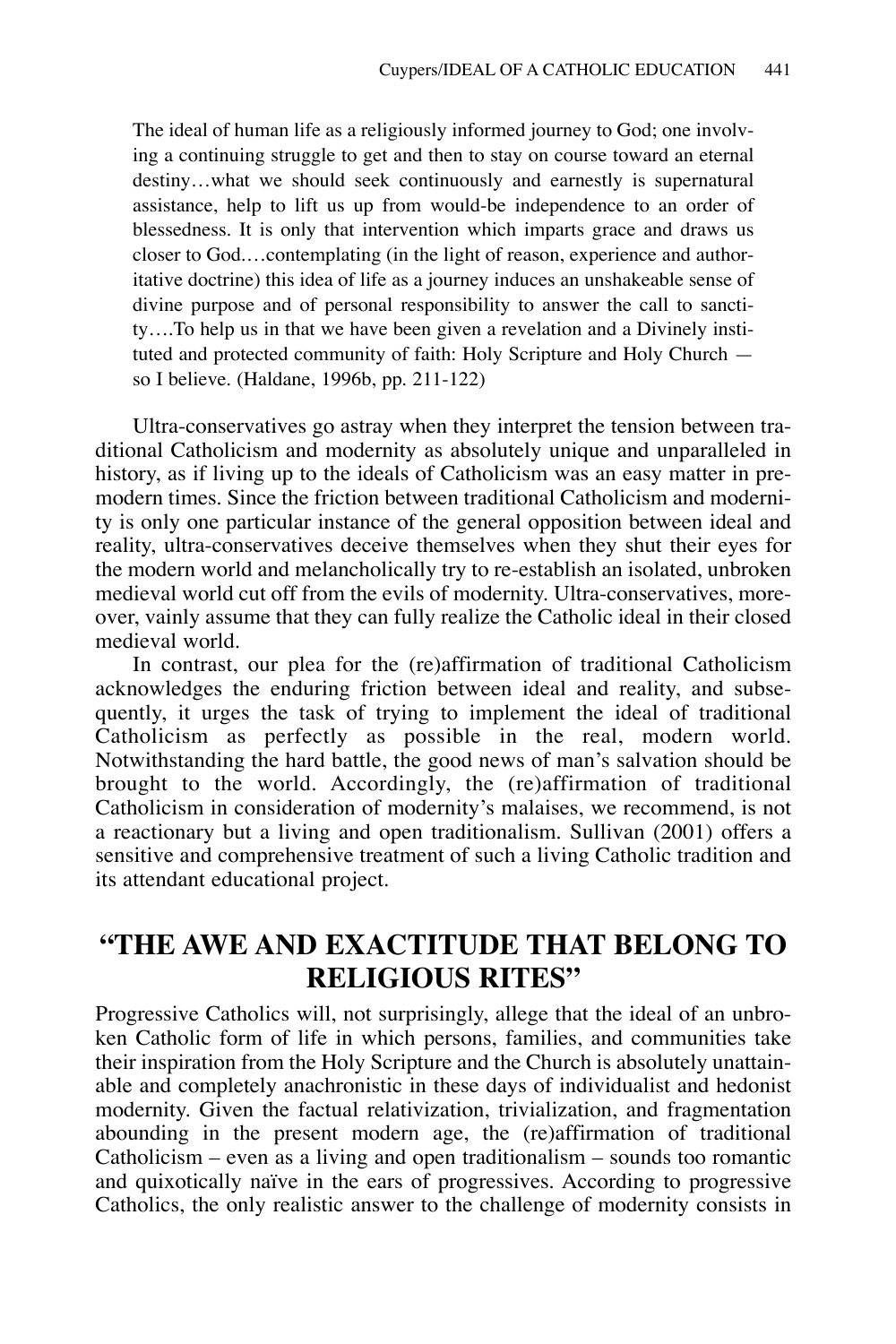> The ideal of human life as a religiously informed journey to God; one involving a continuing struggle to get and then to stay on course toward an eternal destiny…what we should seek continuously and earnestly is supernatural assistance, help to lift us up from would-be independence to an order of blessedness. It is only that intervention which imparts grace and draws us closer to God.…contemplating (in the light of reason, experience and authoritative doctrine) this idea of life as a journey induces an unshakeable sense of divine purpose and of personal responsibility to answer the call to sanctity….To help us in that we have been given a revelation and a Divinely instituted and protected community of faith: Holy Scripture and Holy Church — so I believe. (Haldane, 1996b, pp. 211-122)

Ultra-conservatives go astray when they interpret the tension between traditional Catholicism and modernity as absolutely unique and unparalleled in history, as if living up to the ideals of Catholicism was an easy matter in premodern times. Since the friction between traditional Catholicism and modernity is only one particular instance of the general opposition between ideal and reality, ultra-conservatives deceive themselves when they shut their eyes for the modern world and melancholically try to re-establish an isolated, unbroken medieval world cut off from the evils of modernity. Ultra-conservatives, moreover, vainly assume that they can fully realize the Catholic ideal in their closed medieval world.

In contrast, our plea for the (re)affirmation of traditional Catholicism acknowledges the enduring friction between ideal and reality, and subsequently, it urges the task of trying to implement the ideal of traditional Catholicism as perfectly as possible in the real, modern world. Notwithstanding the hard battle, the good news of man's salvation should be brought to the world. Accordingly, the (re)affirmation of traditional Catholicism in consideration of modernity's malaises, we recommend, is not a reactionary but a living and open traditionalism. Sullivan (2001) offers a sensitive and comprehensive treatment of such a living Catholic tradition and its attendant educational project.

## "THE AWE AND EXACTITUDE THAT BELONG TO RELIGIOUS RITES"

Progressive Catholics will, not surprisingly, allege that the ideal of an unbroken Catholic form of life in which persons, families, and communities take their inspiration from the Holy Scripture and the Church is absolutely unattainable and completely anachronistic in these days of individualist and hedonist modernity. Given the factual relativization, trivialization, and fragmentation abounding in the present modern age, the (re)affirmation of traditional Catholicism – even as a living and open traditionalism – sounds too romantic and quixotically naïve in the ears of progressives. According to progressive Catholics, the only realistic answer to the challenge of modernity consists in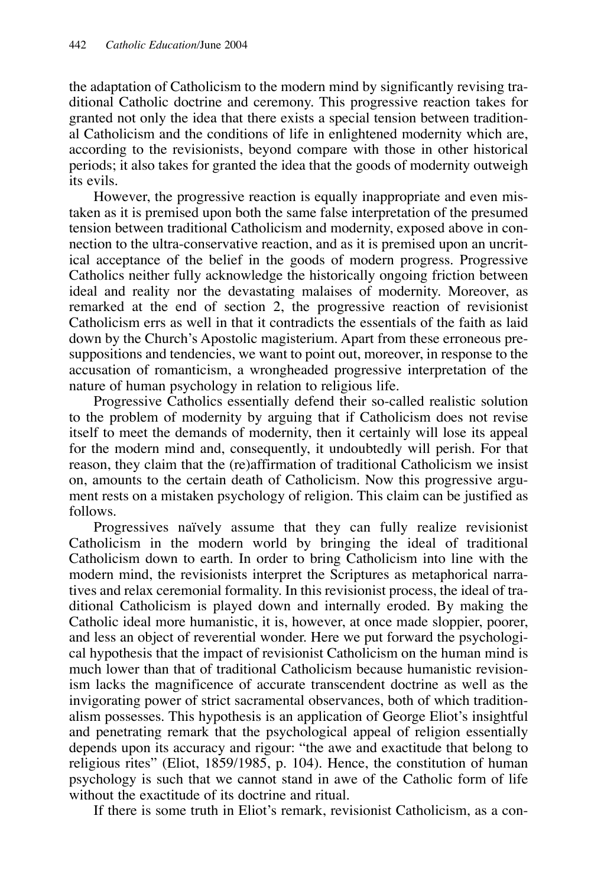the adaptation of Catholicism to the modern mind by significantly revising traditional Catholic doctrine and ceremony. This progressive reaction takes for granted not only the idea that there exists a special tension between traditional Catholicism and the conditions of life in enlightened modernity which are, according to the revisionists, beyond compare with those in other historical periods; it also takes for granted the idea that the goods of modernity outweigh its evils.

However, the progressive reaction is equally inappropriate and even mistaken as it is premised upon both the same false interpretation of the presumed tension between traditional Catholicism and modernity, exposed above in connection to the ultra-conservative reaction, and as it is premised upon an uncritical acceptance of the belief in the goods of modern progress. Progressive Catholics neither fully acknowledge the historically ongoing friction between ideal and reality nor the devastating malaises of modernity. Moreover, as remarked at the end of section 2, the progressive reaction of revisionist Catholicism errs as well in that it contradicts the essentials of the faith as laid down by the Church's Apostolic magisterium. Apart from these erroneous presuppositions and tendencies, we want to point out, moreover, in response to the accusation of romanticism, a wrongheaded progressive interpretation of the nature of human psychology in relation to religious life.

Progressive Catholics essentially defend their so-called realistic solution to the problem of modernity by arguing that if Catholicism does not revise itself to meet the demands of modernity, then it certainly will lose its appeal for the modern mind and, consequently, it undoubtedly will perish. For that reason, they claim that the (re)affirmation of traditional Catholicism we insist on, amounts to the certain death of Catholicism. Now this progressive argument rests on a mistaken psychology of religion. This claim can be justified as follows.

Progressives naïvely assume that they can fully realize revisionist Catholicism in the modern world by bringing the ideal of traditional Catholicism down to earth. In order to bring Catholicism into line with the modern mind, the revisionists interpret the Scriptures as metaphorical narratives and relax ceremonial formality. In this revisionist process, the ideal of traditional Catholicism is played down and internally eroded. By making the Catholic ideal more humanistic, it is, however, at once made sloppier, poorer, and less an object of reverential wonder. Here we put forward the psychological hypothesis that the impact of revisionist Catholicism on the human mind is much lower than that of traditional Catholicism because humanistic revisionism lacks the magnificence of accurate transcendent doctrine as well as the invigorating power of strict sacramental observances, both of which traditionalism possesses. This hypothesis is an application of George Eliot's insightful and penetrating remark that the psychological appeal of religion essentially depends upon its accuracy and rigour: "the awe and exactitude that belong to religious rites" (Eliot, 1859/1985, p. 104). Hence, the constitution of human psychology is such that we cannot stand in awe of the Catholic form of life without the exactitude of its doctrine and ritual.

If there is some truth in Eliot's remark, revisionist Catholicism, as a con-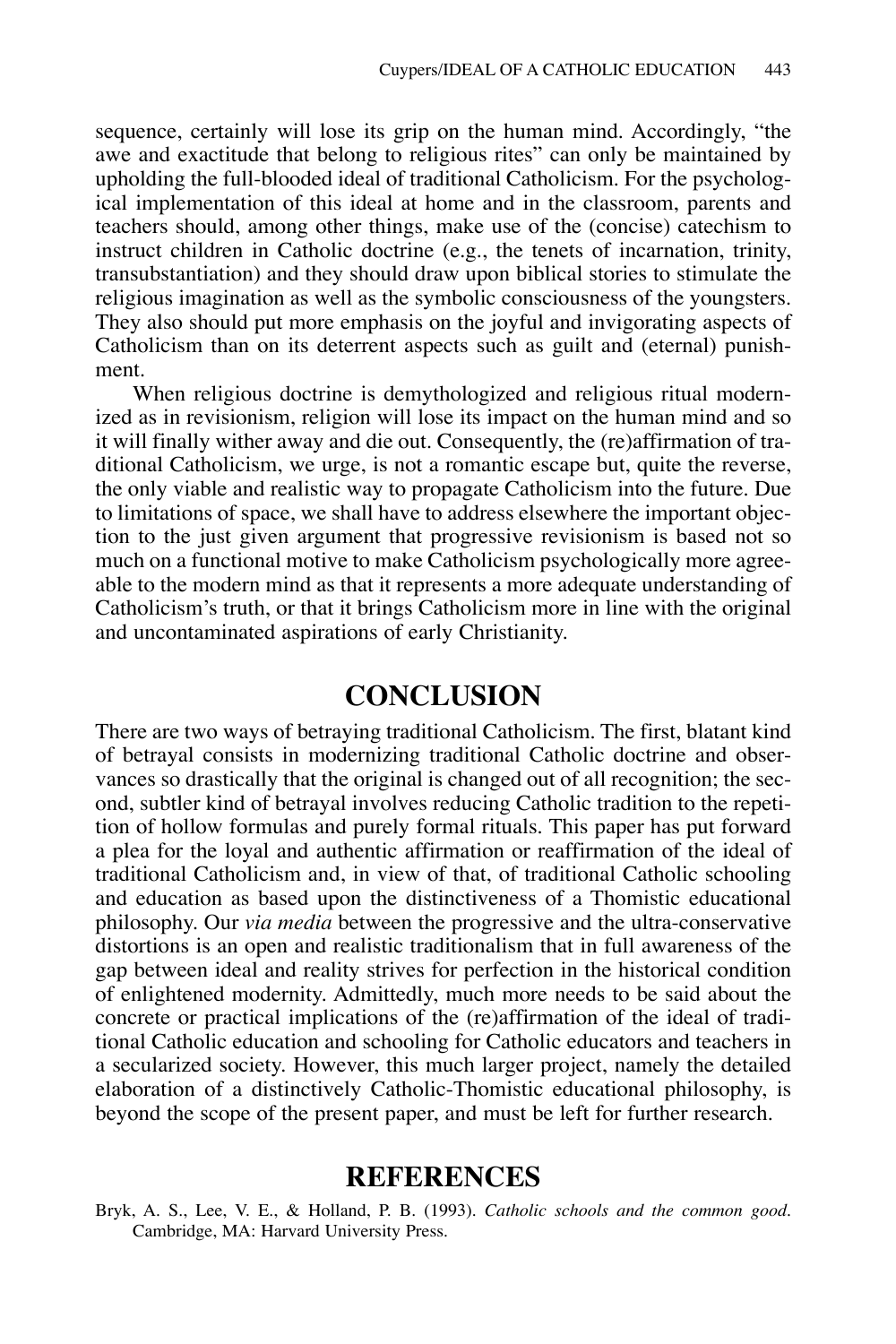sequence, certainly will lose its grip on the human mind. Accordingly, "the awe and exactitude that belong to religious rites" can only be maintained by upholding the full-blooded ideal of traditional Catholicism. For the psychological implementation of this ideal at home and in the classroom, parents and teachers should, among other things, make use of the (concise) catechism to instruct children in Catholic doctrine (e.g., the tenets of incarnation, trinity, transubstantiation) and they should draw upon biblical stories to stimulate the religious imagination as well as the symbolic consciousness of the youngsters. They also should put more emphasis on the joyful and invigorating aspects of Catholicism than on its deterrent aspects such as guilt and (eternal) punishment.

When religious doctrine is demythologized and religious ritual modernized as in revisionism, religion will lose its impact on the human mind and so it will finally wither away and die out. Consequently, the (re)affirmation of traditional Catholicism, we urge, is not a romantic escape but, quite the reverse, the only viable and realistic way to propagate Catholicism into the future. Due to limitations of space, we shall have to address elsewhere the important objection to the just given argument that progressive revisionism is based not so much on a functional motive to make Catholicism psychologically more agreeable to the modern mind as that it represents a more adequate understanding of Catholicism's truth, or that it brings Catholicism more in line with the original and uncontaminated aspirations of early Christianity.

## CONCLUSION

There are two ways of betraying traditional Catholicism. The first, blatant kind of betrayal consists in modernizing traditional Catholic doctrine and observances so drastically that the original is changed out of all recognition; the second, subtler kind of betrayal involves reducing Catholic tradition to the repetition of hollow formulas and purely formal rituals. This paper has put forward a plea for the loyal and authentic affirmation or reaffirmation of the ideal of traditional Catholicism and, in view of that, of traditional Catholic schooling and education as based upon the distinctiveness of a Thomistic educational philosophy. Our *via media* between the progressive and the ultra-conservative distortions is an open and realistic traditionalism that in full awareness of the gap between ideal and reality strives for perfection in the historical condition of enlightened modernity. Admittedly, much more needs to be said about the concrete or practical implications of the (re)affirmation of the ideal of traditional Catholic education and schooling for Catholic educators and teachers in a secularized society. However, this much larger project, namely the detailed elaboration of a distinctively Catholic-Thomistic educational philosophy, is beyond the scope of the present paper, and must be left for further research.

## REFERENCES

Bryk, A. S., Lee, V. E., & Holland, P. B. (1993). *Catholic schools and the common good*. Cambridge, MA: Harvard University Press.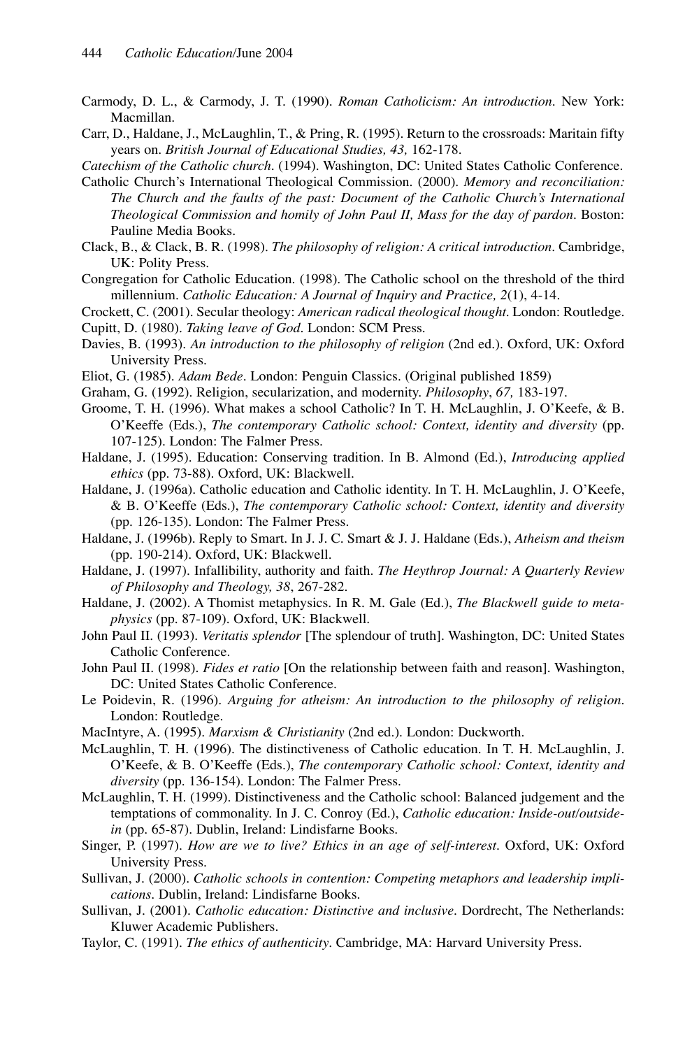Carmody, D. L., & Carmody, J. T. (1990). *Roman Catholicism: An introduction*. New York: Macmillan.

Carr, D., Haldane, J., McLaughlin, T., & Pring, R. (1995). Return to the crossroads: Maritain fifty years on. *British Journal of Educational Studies, 43,* 162-178.

*Catechism of the Catholic church*. (1994). Washington, DC: United States Catholic Conference.

Catholic Church's International Theological Commission. (2000). *Memory and reconciliation: The Church and the faults of the past: Document of the Catholic Church's International Theological Commission and homily of John Paul II, Mass for the day of pardon*. Boston: Pauline Media Books.

Clack, B., & Clack, B. R. (1998). *The philosophy of religion: A critical introduction*. Cambridge, UK: Polity Press.

Congregation for Catholic Education. (1998). The Catholic school on the threshold of the third millennium. *Catholic Education: A Journal of Inquiry and Practice, 2*(1), 4-14.

Crockett, C. (2001). Secular theology: *American radical theological thought*. London: Routledge.

Cupitt, D. (1980). *Taking leave of God*. London: SCM Press.

Davies, B. (1993). *An introduction to the philosophy of religion* (2nd ed.). Oxford, UK: Oxford University Press.

Eliot, G. (1985). *Adam Bede*. London: Penguin Classics. (Original published 1859)

Graham, G. (1992). Religion, secularization, and modernity. *Philosophy*, *67,* 183-197.

Groome, T. H. (1996). What makes a school Catholic? In T. H. McLaughlin, J. O'Keefe, & B. O'Keeffe (Eds.), *The contemporary Catholic school: Context, identity and diversity* (pp. 107-125). London: The Falmer Press.

Haldane, J. (1995). Education: Conserving tradition. In B. Almond (Ed.), *Introducing applied ethics* (pp. 73-88). Oxford, UK: Blackwell.

Haldane, J. (1996a). Catholic education and Catholic identity. In T. H. McLaughlin, J. O'Keefe, & B. O'Keeffe (Eds.), *The contemporary Catholic school: Context, identity and diversity* (pp. 126-135). London: The Falmer Press.

Haldane, J. (1996b). Reply to Smart. In J. J. C. Smart & J. J. Haldane (Eds.), *Atheism and theism* (pp. 190-214). Oxford, UK: Blackwell.

Haldane, J. (1997). Infallibility, authority and faith. *The Heythrop Journal: A Quarterly Review of Philosophy and Theology, 38*, 267-282.

Haldane, J. (2002). A Thomist metaphysics. In R. M. Gale (Ed.), *The Blackwell guide to metaphysics* (pp. 87-109). Oxford, UK: Blackwell.

John Paul II. (1993). *Veritatis splendor* [The splendour of truth]. Washington, DC: United States Catholic Conference.

John Paul II. (1998). *Fides et ratio* [On the relationship between faith and reason]. Washington, DC: United States Catholic Conference.

Le Poidevin, R. (1996). *Arguing for atheism: An introduction to the philosophy of religion*. London: Routledge.

MacIntyre, A. (1995). *Marxism & Christianity* (2nd ed.). London: Duckworth.

McLaughlin, T. H. (1996). The distinctiveness of Catholic education. In T. H. McLaughlin, J. O'Keefe, & B. O'Keeffe (Eds.), *The contemporary Catholic school: Context, identity and diversity* (pp. 136-154). London: The Falmer Press.

McLaughlin, T. H. (1999). Distinctiveness and the Catholic school: Balanced judgement and the temptations of commonality. In J. C. Conroy (Ed.), *Catholic education: Inside-out/outside-in* (pp. 65-87). Dublin, Ireland: Lindisfarne Books.

Singer, P. (1997). *How are we to live? Ethics in an age of self-interest*. Oxford, UK: Oxford University Press.

Sullivan, J. (2000). *Catholic schools in contention: Competing metaphors and leadership implications*. Dublin, Ireland: Lindisfarne Books.

Sullivan, J. (2001). *Catholic education: Distinctive and inclusive*. Dordrecht, The Netherlands: Kluwer Academic Publishers.

Taylor, C. (1991). *The ethics of authenticity*. Cambridge, MA: Harvard University Press.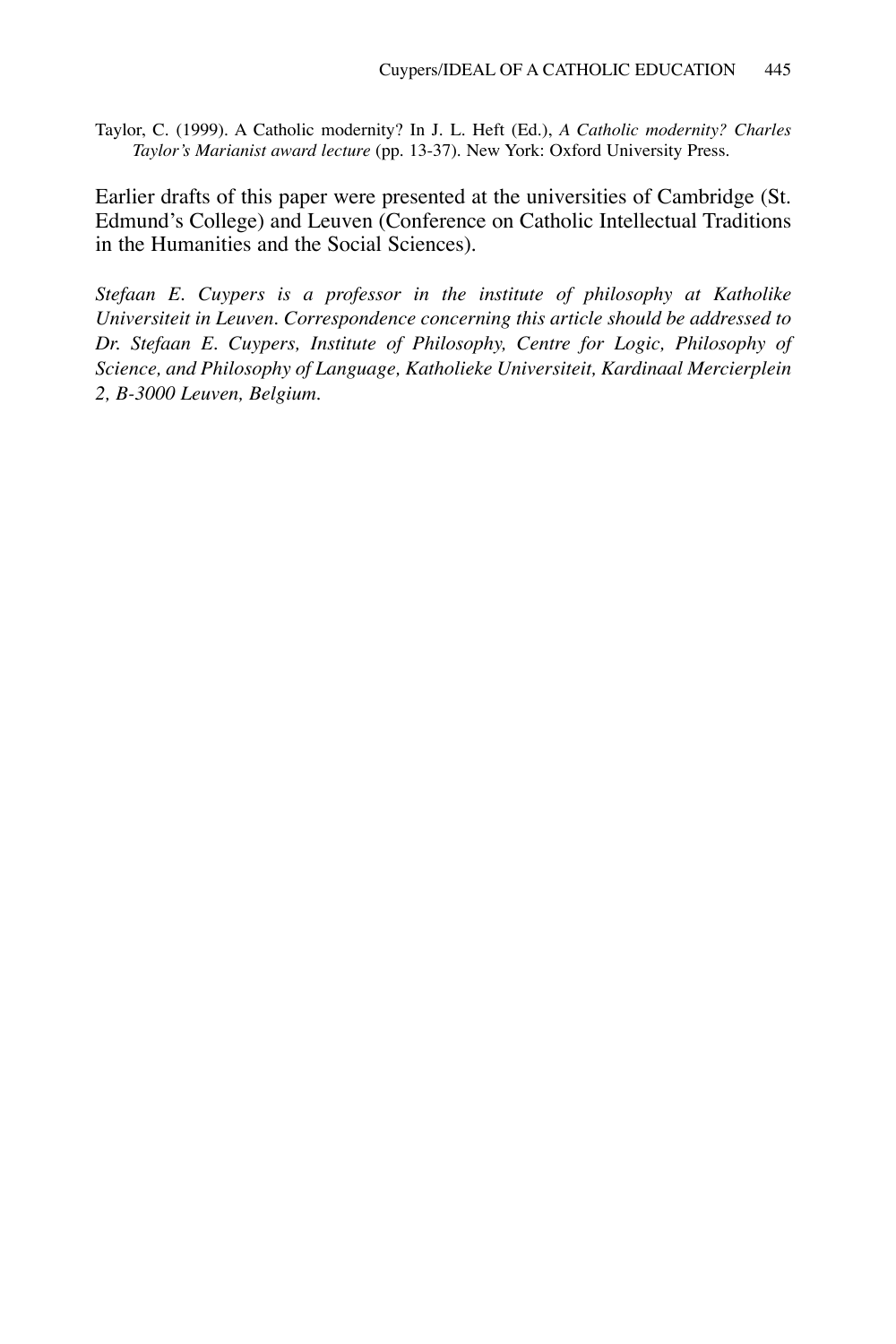Taylor, C. (1999). A Catholic modernity? In J. L. Heft (Ed.), *A Catholic modernity? Charles Taylor's Marianist award lecture* (pp. 13-37). New York: Oxford University Press.

Earlier drafts of this paper were presented at the universities of Cambridge (St. Edmund's College) and Leuven (Conference on Catholic Intellectual Traditions in the Humanities and the Social Sciences).

*Stefaan E. Cuypers is a professor in the institute of philosophy at Katholike Universiteit in Leuven. Correspondence concerning this article should be addressed to Dr. Stefaan E. Cuypers, Institute of Philosophy, Centre for Logic, Philosophy of Science, and Philosophy of Language, Katholieke Universiteit, Kardinaal Mercierplein 2, B-3000 Leuven, Belgium.*